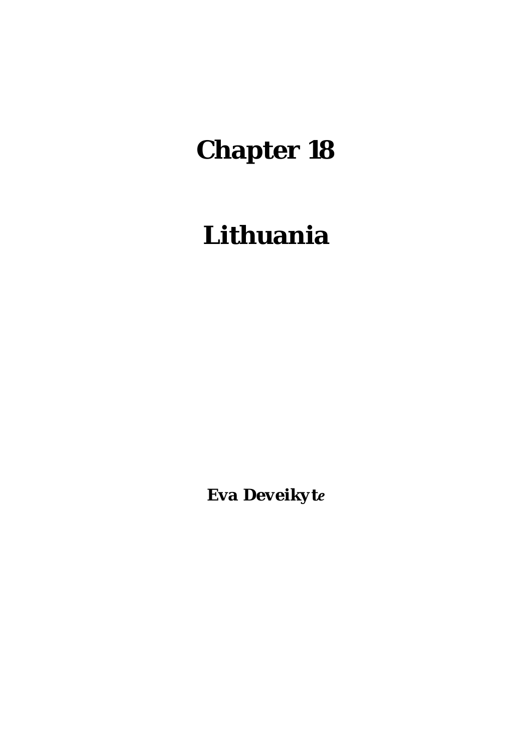# Chapter 18

# Lithuania

**Eva Deveikytė**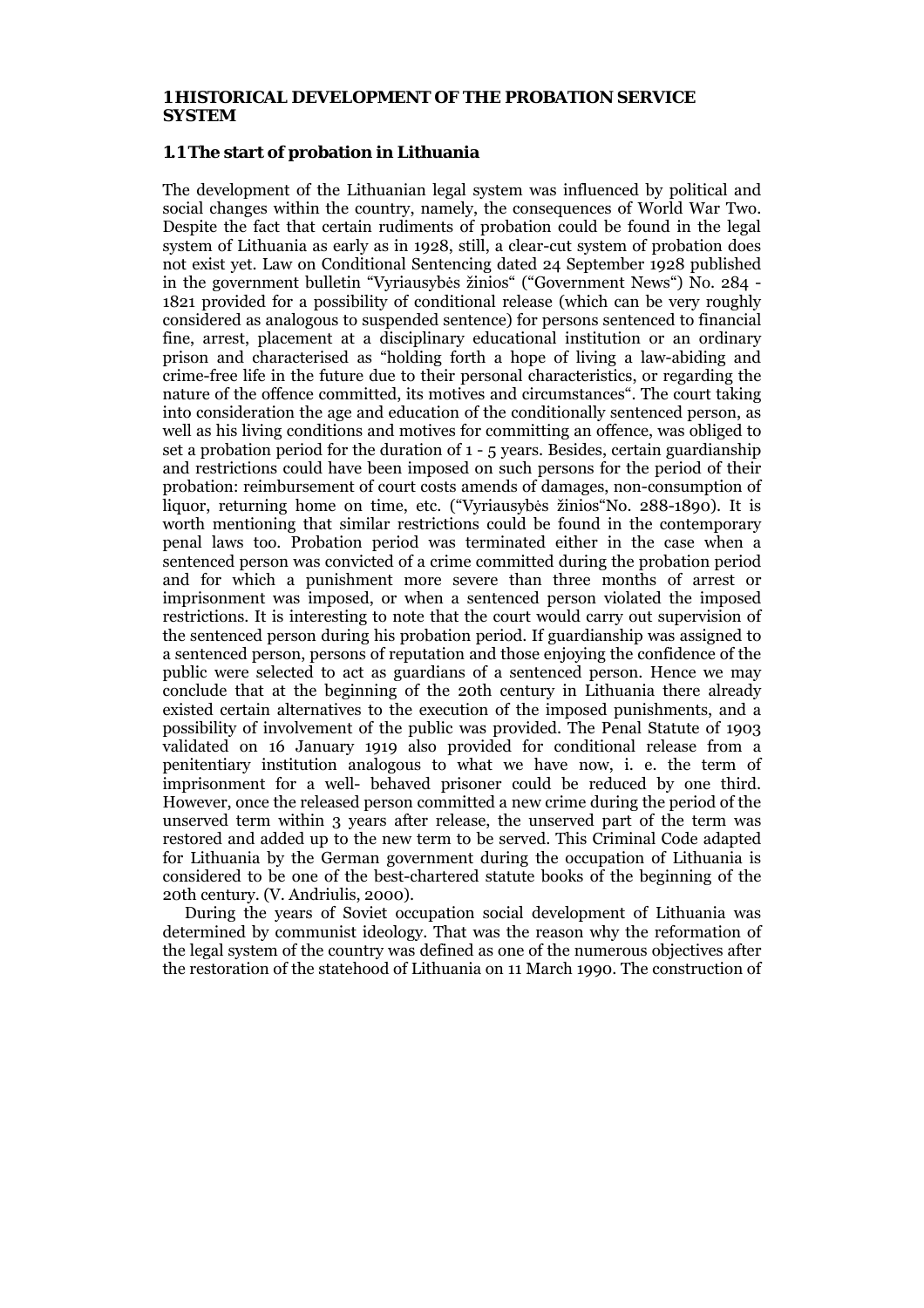# 1 HISTORICAL DEVELOPMENT OF THE PROBATION SERVICE SYSTEM

## 1.1 The start of probation in Lithuania

The development of the Lithuanian legal system was influenced by political and social changes within the country, namely, the consequences of World War Two. Despite the fact that certain rudiments of probation could be found in the legal system of Lithuania as early as in 1928, still, a clear-cut system of probation does not exist yet. Law on Conditional Sentencing dated 24 September 1928 published in the government bulletin "Vyriausybės žinios" ("Government News") No. 284 - 1821 provided for a possibility of conditional release (which can be very roughly considered as analogous to suspended sentence) for persons sentenced to financial fine, arrest, placement at a disciplinary educational institution or an ordinary prison and characterised as "holding forth a hope of living a law-abiding and crime-free life in the future due to their personal characteristics, or regarding the nature of the offence committed, its motives and circumstances". The court taking into consideration the age and education of the conditionally sentenced person, as well as his living conditions and motives for committing an offence, was obliged to set a probation period for the duration of 1 - 5 years. Besides, certain guardianship and restrictions could have been imposed on such persons for the period of their probation: reimbursement of court costs amends of damages, non-consumption of liquor, returning home on time, etc. ("Vyriausybės žinios"No. 288-1890). It is worth mentioning that similar restrictions could be found in the contemporary penal laws too. Probation period was terminated either in the case when a sentenced person was convicted of a crime committed during the probation period and for which a punishment more severe than three months of arrest or imprisonment was imposed, or when a sentenced person violated the imposed restrictions. It is interesting to note that the court would carry out supervision of the sentenced person during his probation period. If guardianship was assigned to a sentenced person, persons of reputation and those enjoying the confidence of the public were selected to act as guardians of a sentenced person. Hence we may conclude that at the beginning of the 20th century in Lithuania there already existed certain alternatives to the execution of the imposed punishments, and a possibility of involvement of the public was provided. The Penal Statute of 1903 validated on 16 January 1919 also provided for conditional release from a penitentiary institution analogous to what we have now, i. e. the term of imprisonment for a well- behaved prisoner could be reduced by one third. However, once the released person committed a new crime during the period of the unserved term within 3 years after release, the unserved part of the term was restored and added up to the new term to be served. This Criminal Code adapted for Lithuania by the German government during the occupation of Lithuania is considered to be one of the best-chartered statute books of the beginning of the 20th century. (V. Andriulis, 2000).

During the years of Soviet occupation social development of Lithuania was determined by communist ideology. That was the reason why the reformation of the legal system of the country was defined as one of the numerous objectives after the restoration of the statehood of Lithuania on 11 March 1990. The construction of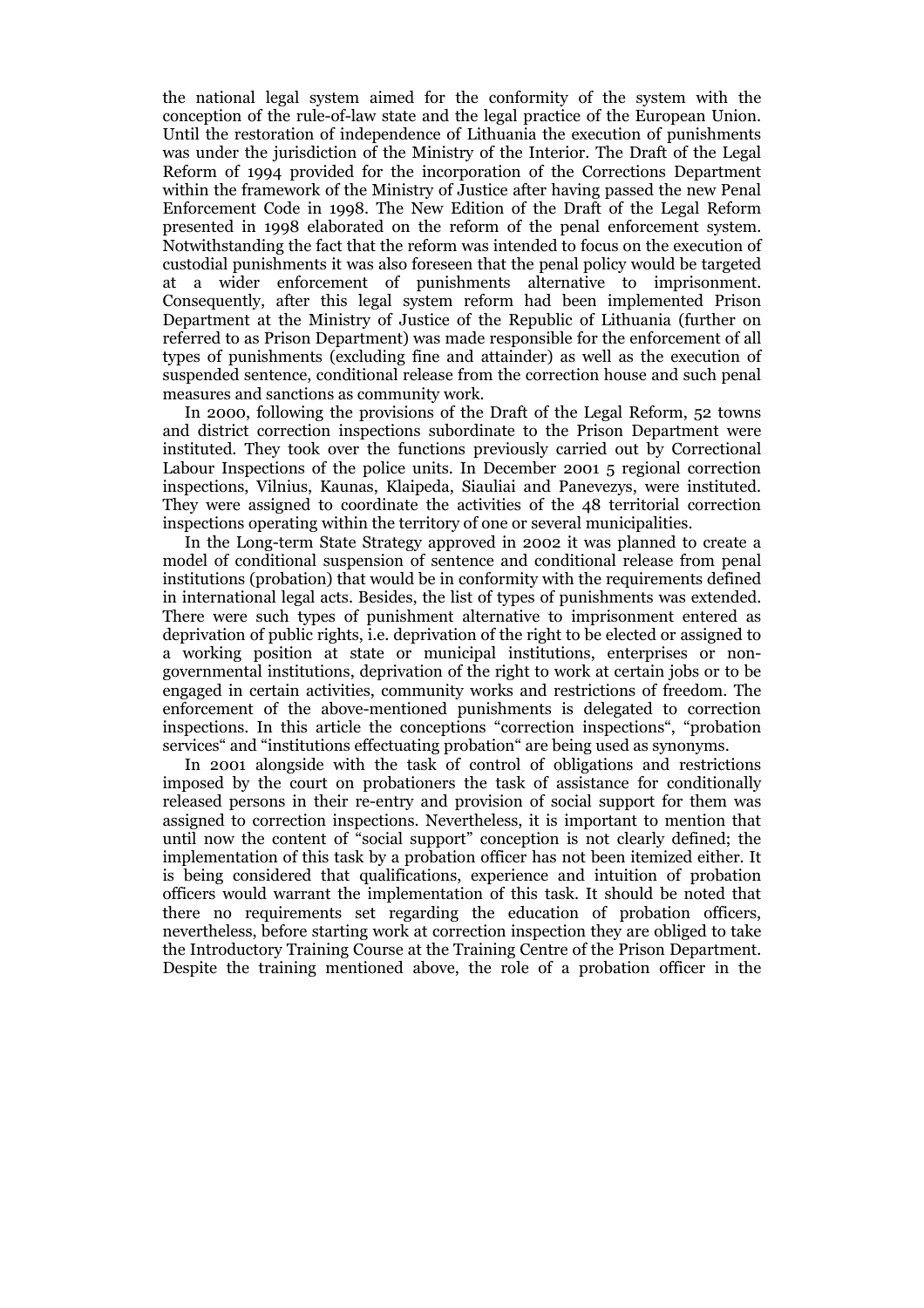the national legal system aimed for the conformity of the system with the conception of the rule-of-law state and the legal practice of the European Union. Until the restoration of independence of Lithuania the execution of punishments was under the jurisdiction of the Ministry of the Interior. The Draft of the Legal Reform of 1994 provided for the incorporation of the Corrections Department within the framework of the Ministry of Justice after having passed the new Penal Enforcement Code in 1998. The New Edition of the Draft of the Legal Reform presented in 1998 elaborated on the reform of the penal enforcement system. Notwithstanding the fact that the reform was intended to focus on the execution of custodial punishments it was also foreseen that the penal policy would be targeted at a wider enforcement of punishments alternative to imprisonment. Consequently, after this legal system reform had been implemented Prison Department at the Ministry of Justice of the Republic of Lithuania (further on referred to as Prison Department) was made responsible for the enforcement of all types of punishments (excluding fine and attainder) as well as the execution of suspended sentence, conditional release from the correction house and such penal measures and sanctions as community work.

In 2000, following the provisions of the Draft of the Legal Reform, 52 towns and district correction inspections subordinate to the Prison Department were instituted. They took over the functions previously carried out by Correctional Labour Inspections of the police units. In December 2001 5 regional correction inspections, Vilnius, Kaunas, Klaipeda, Siauliai and Panevezys, were instituted. They were assigned to coordinate the activities of the 48 territorial correction inspections operating within the territory of one or several municipalities.

In the Long-term State Strategy approved in 2002 it was planned to create a model of conditional suspension of sentence and conditional release from penal institutions (probation) that would be in conformity with the requirements defined in international legal acts. Besides, the list of types of punishments was extended. There were such types of punishment alternative to imprisonment entered as deprivation of public rights, i.e. deprivation of the right to be elected or assigned to a working position at state or municipal institutions, enterprises or non-governmental institutions, deprivation of the right to work at certain jobs or to be engaged in certain activities, community works and restrictions of freedom. The enforcement of the above-mentioned punishments is delegated to correction inspections. In this article the conceptions "correction inspections", "probation services" and "institutions effectuating probation" are being used as synonyms.

In 2001 alongside with the task of control of obligations and restrictions imposed by the court on probationers the task of assistance for conditionally released persons in their re-entry and provision of social support for them was assigned to correction inspections. Nevertheless, it is important to mention that until now the content of "social support" conception is not clearly defined; the implementation of this task by a probation officer has not been itemized either. It is being considered that qualifications, experience and intuition of probation officers would warrant the implementation of this task. It should be noted that there no requirements set regarding the education of probation officers, nevertheless, before starting work at correction inspection they are obliged to take the Introductory Training Course at the Training Centre of the Prison Department. Despite the training mentioned above, the role of a probation officer in the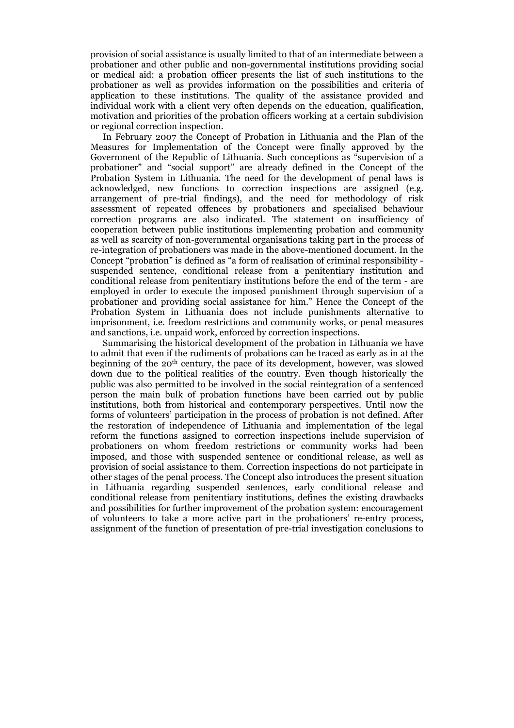provision of social assistance is usually limited to that of an intermediate between a probationer and other public and non-governmental institutions providing social or medical aid: a probation officer presents the list of such institutions to the probationer as well as provides information on the possibilities and criteria of application to these institutions. The quality of the assistance provided and individual work with a client very often depends on the education, qualification, motivation and priorities of the probation officers working at a certain subdivision or regional correction inspection.

In February 2007 the Concept of Probation in Lithuania and the Plan of the Measures for Implementation of the Concept were finally approved by the Government of the Republic of Lithuania. Such conceptions as "supervision of a probationer" and "social support" are already defined in the Concept of the Probation System in Lithuania. The need for the development of penal laws is acknowledged, new functions to correction inspections are assigned (e.g. arrangement of pre-trial findings), and the need for methodology of risk assessment of repeated offences by probationers and specialised behaviour correction programs are also indicated. The statement on insufficiency of cooperation between public institutions implementing probation and community as well as scarcity of non-governmental organisations taking part in the process of re-integration of probationers was made in the above-mentioned document. In the Concept "probation" is defined as "a form of realisation of criminal responsibility - suspended sentence, conditional release from a penitentiary institution and conditional release from penitentiary institutions before the end of the term - are employed in order to execute the imposed punishment through supervision of a probationer and providing social assistance for him." Hence the Concept of the Probation System in Lithuania does not include punishments alternative to imprisonment, i.e. freedom restrictions and community works, or penal measures and sanctions, i.e. unpaid work, enforced by correction inspections.

Summarising the historical development of the probation in Lithuania we have to admit that even if the rudiments of probations can be traced as early as in at the beginning of the 20th century, the pace of its development, however, was slowed down due to the political realities of the country. Even though historically the public was also permitted to be involved in the social reintegration of a sentenced person the main bulk of probation functions have been carried out by public institutions, both from historical and contemporary perspectives. Until now the forms of volunteers' participation in the process of probation is not defined. After the restoration of independence of Lithuania and implementation of the legal reform the functions assigned to correction inspections include supervision of probationers on whom freedom restrictions or community works had been imposed, and those with suspended sentence or conditional release, as well as provision of social assistance to them. Correction inspections do not participate in other stages of the penal process. The Concept also introduces the present situation in Lithuania regarding suspended sentences, early conditional release and conditional release from penitentiary institutions, defines the existing drawbacks and possibilities for further improvement of the probation system: encouragement of volunteers to take a more active part in the probationers' re-entry process, assignment of the function of presentation of pre-trial investigation conclusions to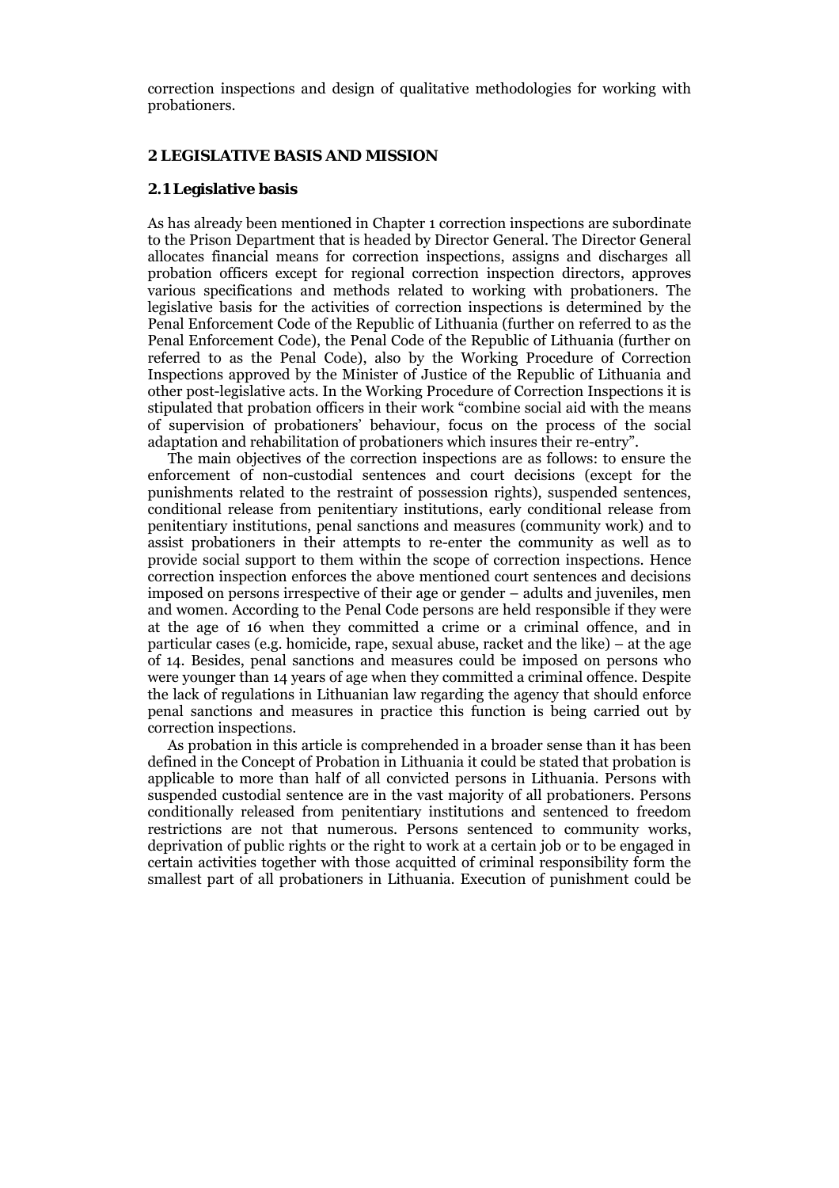correction inspections and design of qualitative methodologies for working with probationers.

## 2 LEGISLATIVE BASIS AND MISSION

### 2.1 Legislative basis

As has already been mentioned in Chapter 1 correction inspections are subordinate to the Prison Department that is headed by Director General. The Director General allocates financial means for correction inspections, assigns and discharges all probation officers except for regional correction inspection directors, approves various specifications and methods related to working with probationers. The legislative basis for the activities of correction inspections is determined by the Penal Enforcement Code of the Republic of Lithuania (further on referred to as the Penal Enforcement Code), the Penal Code of the Republic of Lithuania (further on referred to as the Penal Code), also by the Working Procedure of Correction Inspections approved by the Minister of Justice of the Republic of Lithuania and other post-legislative acts. In the Working Procedure of Correction Inspections it is stipulated that probation officers in their work "combine social aid with the means of supervision of probationers' behaviour, focus on the process of the social adaptation and rehabilitation of probationers which insures their re-entry".

The main objectives of the correction inspections are as follows: to ensure the enforcement of non-custodial sentences and court decisions (except for the punishments related to the restraint of possession rights), suspended sentences, conditional release from penitentiary institutions, early conditional release from penitentiary institutions, penal sanctions and measures (community work) and to assist probationers in their attempts to re-enter the community as well as to provide social support to them within the scope of correction inspections. Hence correction inspection enforces the above mentioned court sentences and decisions imposed on persons irrespective of their age or gender – adults and juveniles, men and women. According to the Penal Code persons are held responsible if they were at the age of 16 when they committed a crime or a criminal offence, and in particular cases (e.g. homicide, rape, sexual abuse, racket and the like) – at the age of 14. Besides, penal sanctions and measures could be imposed on persons who were younger than 14 years of age when they committed a criminal offence. Despite the lack of regulations in Lithuanian law regarding the agency that should enforce penal sanctions and measures in practice this function is being carried out by correction inspections.

As probation in this article is comprehended in a broader sense than it has been defined in the Concept of Probation in Lithuania it could be stated that probation is applicable to more than half of all convicted persons in Lithuania. Persons with suspended custodial sentence are in the vast majority of all probationers. Persons conditionally released from penitentiary institutions and sentenced to freedom restrictions are not that numerous. Persons sentenced to community works, deprivation of public rights or the right to work at a certain job or to be engaged in certain activities together with those acquitted of criminal responsibility form the smallest part of all probationers in Lithuania. Execution of punishment could be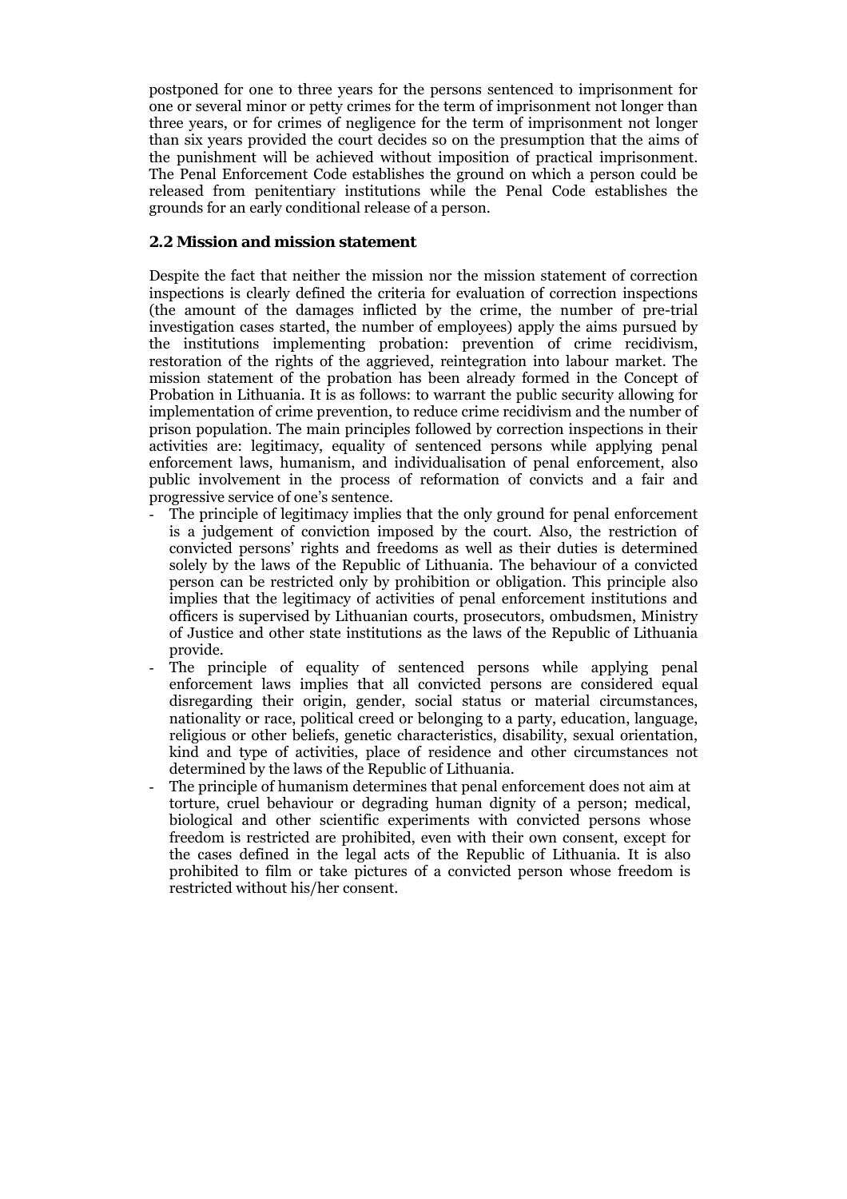postponed for one to three years for the persons sentenced to imprisonment for one or several minor or petty crimes for the term of imprisonment not longer than three years, or for crimes of negligence for the term of imprisonment not longer than six years provided the court decides so on the presumption that the aims of the punishment will be achieved without imposition of practical imprisonment. The Penal Enforcement Code establishes the ground on which a person could be released from penitentiary institutions while the Penal Code establishes the grounds for an early conditional release of a person.

### 2.2 Mission and mission statement

Despite the fact that neither the mission nor the mission statement of correction inspections is clearly defined the criteria for evaluation of correction inspections (the amount of the damages inflicted by the crime, the number of pre-trial investigation cases started, the number of employees) apply the aims pursued by the institutions implementing probation: prevention of crime recidivism, restoration of the rights of the aggrieved, reintegration into labour market. The mission statement of the probation has been already formed in the Concept of Probation in Lithuania. It is as follows: to warrant the public security allowing for implementation of crime prevention, to reduce crime recidivism and the number of prison population. The main principles followed by correction inspections in their activities are: legitimacy, equality of sentenced persons while applying penal enforcement laws, humanism, and individualisation of penal enforcement, also public involvement in the process of reformation of convicts and a fair and progressive service of one's sentence.

- The principle of legitimacy implies that the only ground for penal enforcement is a judgement of conviction imposed by the court. Also, the restriction of convicted persons' rights and freedoms as well as their duties is determined solely by the laws of the Republic of Lithuania. The behaviour of a convicted person can be restricted only by prohibition or obligation. This principle also implies that the legitimacy of activities of penal enforcement institutions and officers is supervised by Lithuanian courts, prosecutors, ombudsmen, Ministry of Justice and other state institutions as the laws of the Republic of Lithuania provide.
- The principle of equality of sentenced persons while applying penal enforcement laws implies that all convicted persons are considered equal disregarding their origin, gender, social status or material circumstances, nationality or race, political creed or belonging to a party, education, language, religious or other beliefs, genetic characteristics, disability, sexual orientation, kind and type of activities, place of residence and other circumstances not determined by the laws of the Republic of Lithuania.
- The principle of humanism determines that penal enforcement does not aim at torture, cruel behaviour or degrading human dignity of a person; medical, biological and other scientific experiments with convicted persons whose freedom is restricted are prohibited, even with their own consent, except for the cases defined in the legal acts of the Republic of Lithuania. It is also prohibited to film or take pictures of a convicted person whose freedom is restricted without his/her consent.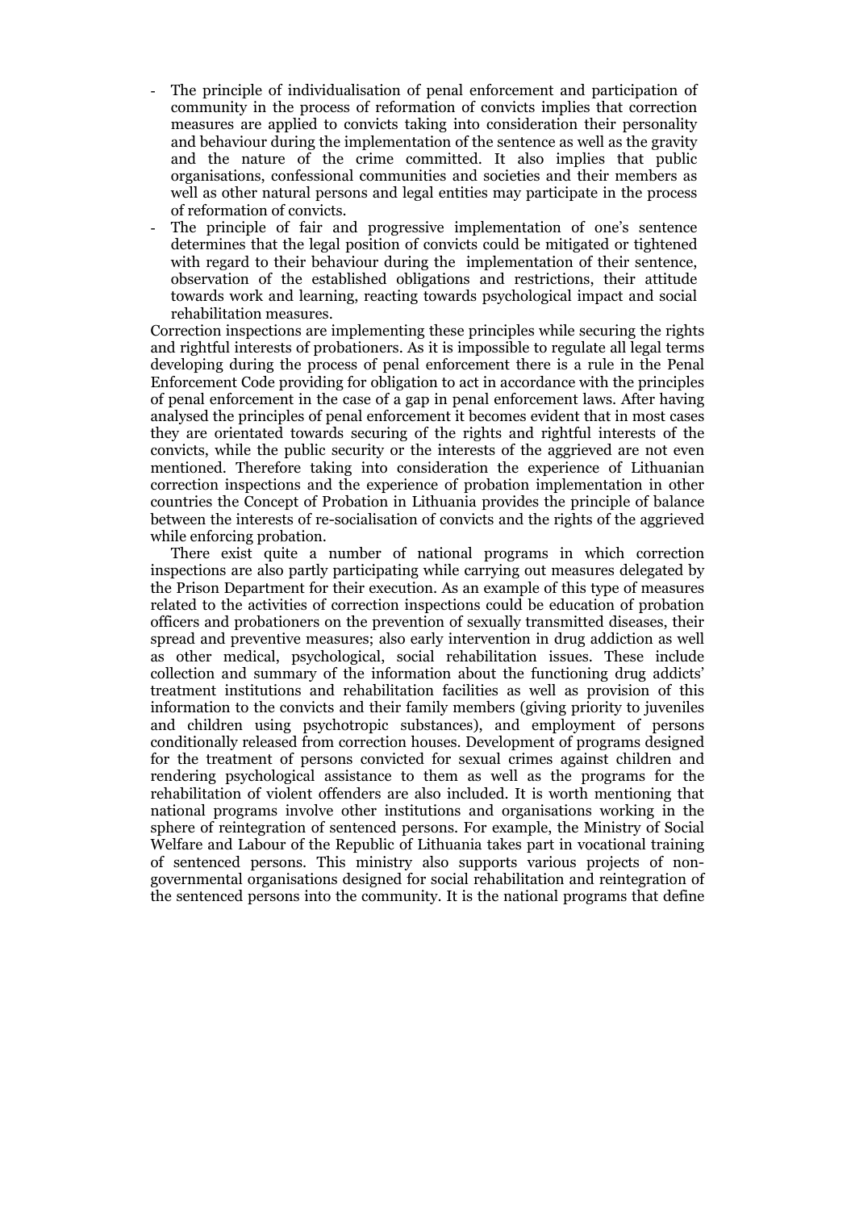- The principle of individualisation of penal enforcement and participation of community in the process of reformation of convicts implies that correction measures are applied to convicts taking into consideration their personality and behaviour during the implementation of the sentence as well as the gravity and the nature of the crime committed. It also implies that public organisations, confessional communities and societies and their members as well as other natural persons and legal entities may participate in the process of reformation of convicts.
- The principle of fair and progressive implementation of one's sentence determines that the legal position of convicts could be mitigated or tightened with regard to their behaviour during the implementation of their sentence, observation of the established obligations and restrictions, their attitude towards work and learning, reacting towards psychological impact and social rehabilitation measures.

Correction inspections are implementing these principles while securing the rights and rightful interests of probationers. As it is impossible to regulate all legal terms developing during the process of penal enforcement there is a rule in the Penal Enforcement Code providing for obligation to act in accordance with the principles of penal enforcement in the case of a gap in penal enforcement laws. After having analysed the principles of penal enforcement it becomes evident that in most cases they are orientated towards securing of the rights and rightful interests of the convicts, while the public security or the interests of the aggrieved are not even mentioned. Therefore taking into consideration the experience of Lithuanian correction inspections and the experience of probation implementation in other countries the Concept of Probation in Lithuania provides the principle of balance between the interests of re-socialisation of convicts and the rights of the aggrieved while enforcing probation.

There exist quite a number of national programs in which correction inspections are also partly participating while carrying out measures delegated by the Prison Department for their execution. As an example of this type of measures related to the activities of correction inspections could be education of probation officers and probationers on the prevention of sexually transmitted diseases, their spread and preventive measures; also early intervention in drug addiction as well as other medical, psychological, social rehabilitation issues. These include collection and summary of the information about the functioning drug addicts' treatment institutions and rehabilitation facilities as well as provision of this information to the convicts and their family members (giving priority to juveniles and children using psychotropic substances), and employment of persons conditionally released from correction houses. Development of programs designed for the treatment of persons convicted for sexual crimes against children and rendering psychological assistance to them as well as the programs for the rehabilitation of violent offenders are also included. It is worth mentioning that national programs involve other institutions and organisations working in the sphere of reintegration of sentenced persons. For example, the Ministry of Social Welfare and Labour of the Republic of Lithuania takes part in vocational training of sentenced persons. This ministry also supports various projects of non-governmental organisations designed for social rehabilitation and reintegration of the sentenced persons into the community. It is the national programs that define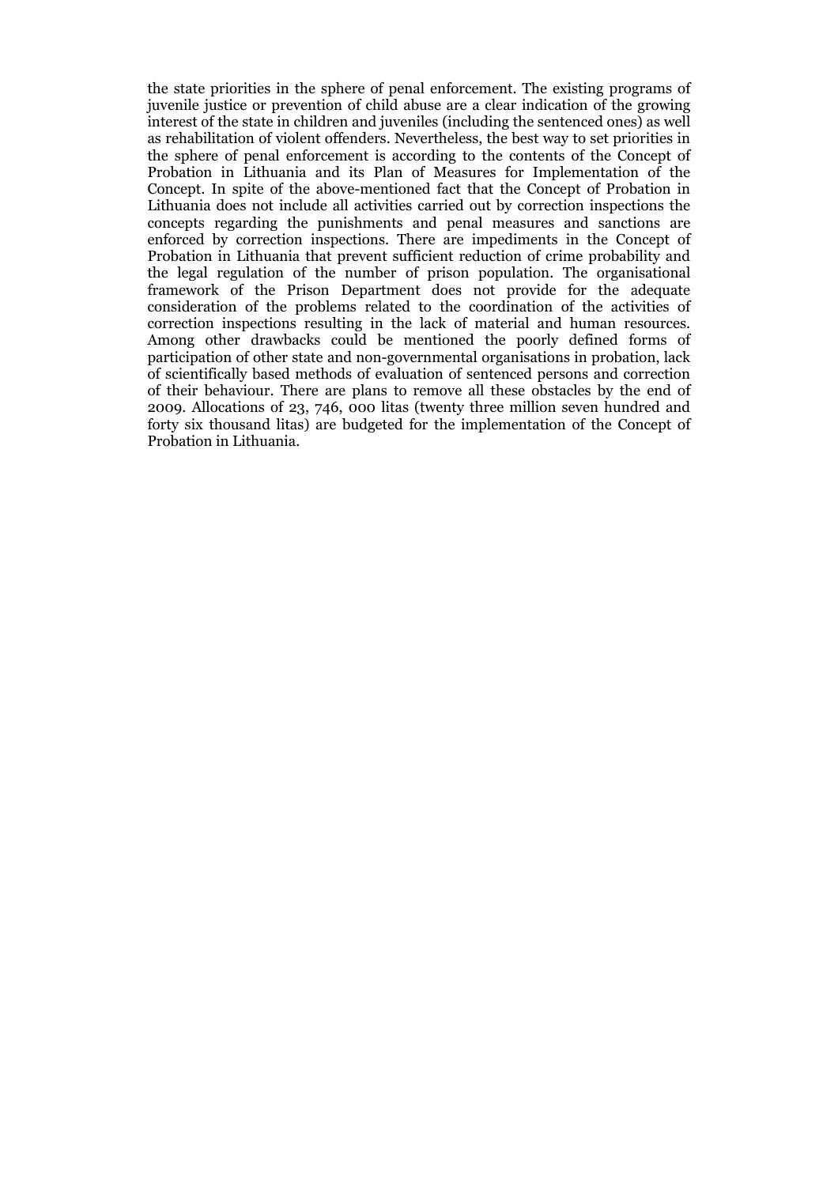the state priorities in the sphere of penal enforcement. The existing programs of juvenile justice or prevention of child abuse are a clear indication of the growing interest of the state in children and juveniles (including the sentenced ones) as well as rehabilitation of violent offenders. Nevertheless, the best way to set priorities in the sphere of penal enforcement is according to the contents of the Concept of Probation in Lithuania and its Plan of Measures for Implementation of the Concept. In spite of the above-mentioned fact that the Concept of Probation in Lithuania does not include all activities carried out by correction inspections the concepts regarding the punishments and penal measures and sanctions are enforced by correction inspections. There are impediments in the Concept of Probation in Lithuania that prevent sufficient reduction of crime probability and the legal regulation of the number of prison population. The organisational framework of the Prison Department does not provide for the adequate consideration of the problems related to the coordination of the activities of correction inspections resulting in the lack of material and human resources. Among other drawbacks could be mentioned the poorly defined forms of participation of other state and non-governmental organisations in probation, lack of scientifically based methods of evaluation of sentenced persons and correction of their behaviour. There are plans to remove all these obstacles by the end of 2009. Allocations of 23, 746, 000 litas (twenty three million seven hundred and forty six thousand litas) are budgeted for the implementation of the Concept of Probation in Lithuania.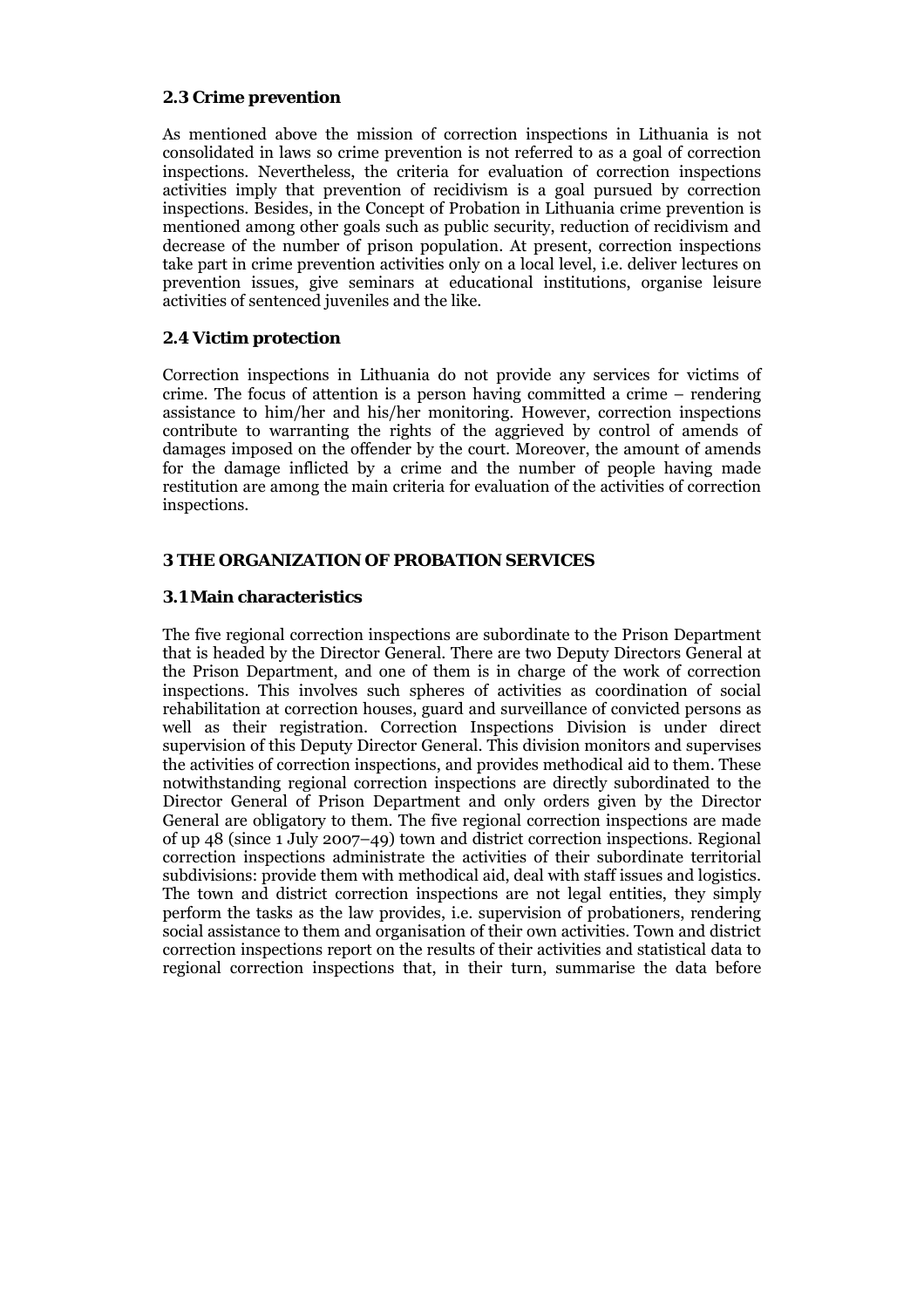### 2.3 Crime prevention

As mentioned above the mission of correction inspections in Lithuania is not consolidated in laws so crime prevention is not referred to as a goal of correction inspections. Nevertheless, the criteria for evaluation of correction inspections activities imply that prevention of recidivism is a goal pursued by correction inspections. Besides, in the Concept of Probation in Lithuania crime prevention is mentioned among other goals such as public security, reduction of recidivism and decrease of the number of prison population. At present, correction inspections take part in crime prevention activities only on a local level, i.e. deliver lectures on prevention issues, give seminars at educational institutions, organise leisure activities of sentenced juveniles and the like.

### 2.4 Victim protection

Correction inspections in Lithuania do not provide any services for victims of crime. The focus of attention is a person having committed a crime – rendering assistance to him/her and his/her monitoring. However, correction inspections contribute to warranting the rights of the aggrieved by control of amends of damages imposed on the offender by the court. Moreover, the amount of amends for the damage inflicted by a crime and the number of people having made restitution are among the main criteria for evaluation of the activities of correction inspections.

## 3 THE ORGANIZATION OF PROBATION SERVICES

### 3.1 Main characteristics

The five regional correction inspections are subordinate to the Prison Department that is headed by the Director General. There are two Deputy Directors General at the Prison Department, and one of them is in charge of the work of correction inspections. This involves such spheres of activities as coordination of social rehabilitation at correction houses, guard and surveillance of convicted persons as well as their registration. Correction Inspections Division is under direct supervision of this Deputy Director General. This division monitors and supervises the activities of correction inspections, and provides methodical aid to them. These notwithstanding regional correction inspections are directly subordinated to the Director General of Prison Department and only orders given by the Director General are obligatory to them. The five regional correction inspections are made of up 48 (since 1 July 2007–49) town and district correction inspections. Regional correction inspections administrate the activities of their subordinate territorial subdivisions: provide them with methodical aid, deal with staff issues and logistics. The town and district correction inspections are not legal entities, they simply perform the tasks as the law provides, i.e. supervision of probationers, rendering social assistance to them and organisation of their own activities. Town and district correction inspections report on the results of their activities and statistical data to regional correction inspections that, in their turn, summarise the data before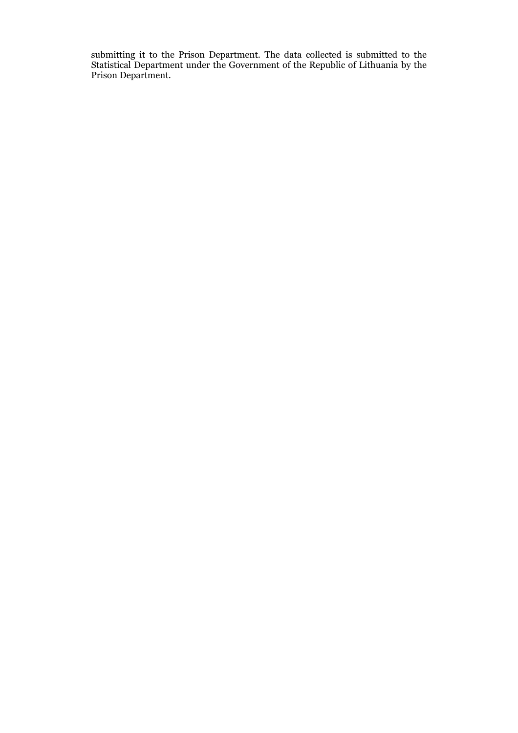submitting it to the Prison Department. The data collected is submitted to the Statistical Department under the Government of the Republic of Lithuania by the Prison Department.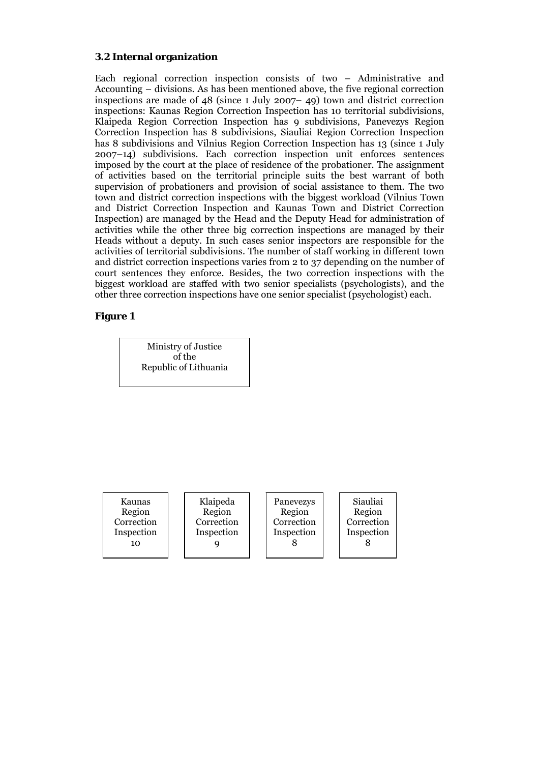### 3.2 Internal organization

Each regional correction inspection consists of two – Administrative and Accounting – divisions. As has been mentioned above, the five regional correction inspections are made of 48 (since 1 July 2007– 49) town and district correction inspections: Kaunas Region Correction Inspection has 10 territorial subdivisions, Klaipeda Region Correction Inspection has 9 subdivisions, Panevezys Region Correction Inspection has 8 subdivisions, Siauliai Region Correction Inspection has 8 subdivisions and Vilnius Region Correction Inspection has 13 (since 1 July 2007–14) subdivisions. Each correction inspection unit enforces sentences imposed by the court at the place of residence of the probationer. The assignment of activities based on the territorial principle suits the best warrant of both supervision of probationers and provision of social assistance to them. The two town and district correction inspections with the biggest workload (Vilnius Town and District Correction Inspection and Kaunas Town and District Correction Inspection) are managed by the Head and the Deputy Head for administration of activities while the other three big correction inspections are managed by their Heads without a deputy. In such cases senior inspectors are responsible for the activities of territorial subdivisions. The number of staff working in different town and district correction inspections varies from 2 to 37 depending on the number of court sentences they enforce. Besides, the two correction inspections with the biggest workload are staffed with two senior specialists (psychologists), and the other three correction inspections have one senior specialist (psychologist) each.

**Figure 1**

Ministry of Justice of the Republic of Lithuania

Kaunas Region Correction Inspection 10

Klaipeda Region Correction Inspection 9

Panevezys Region Correction Inspection 8

Siauliai Region Correction Inspection 8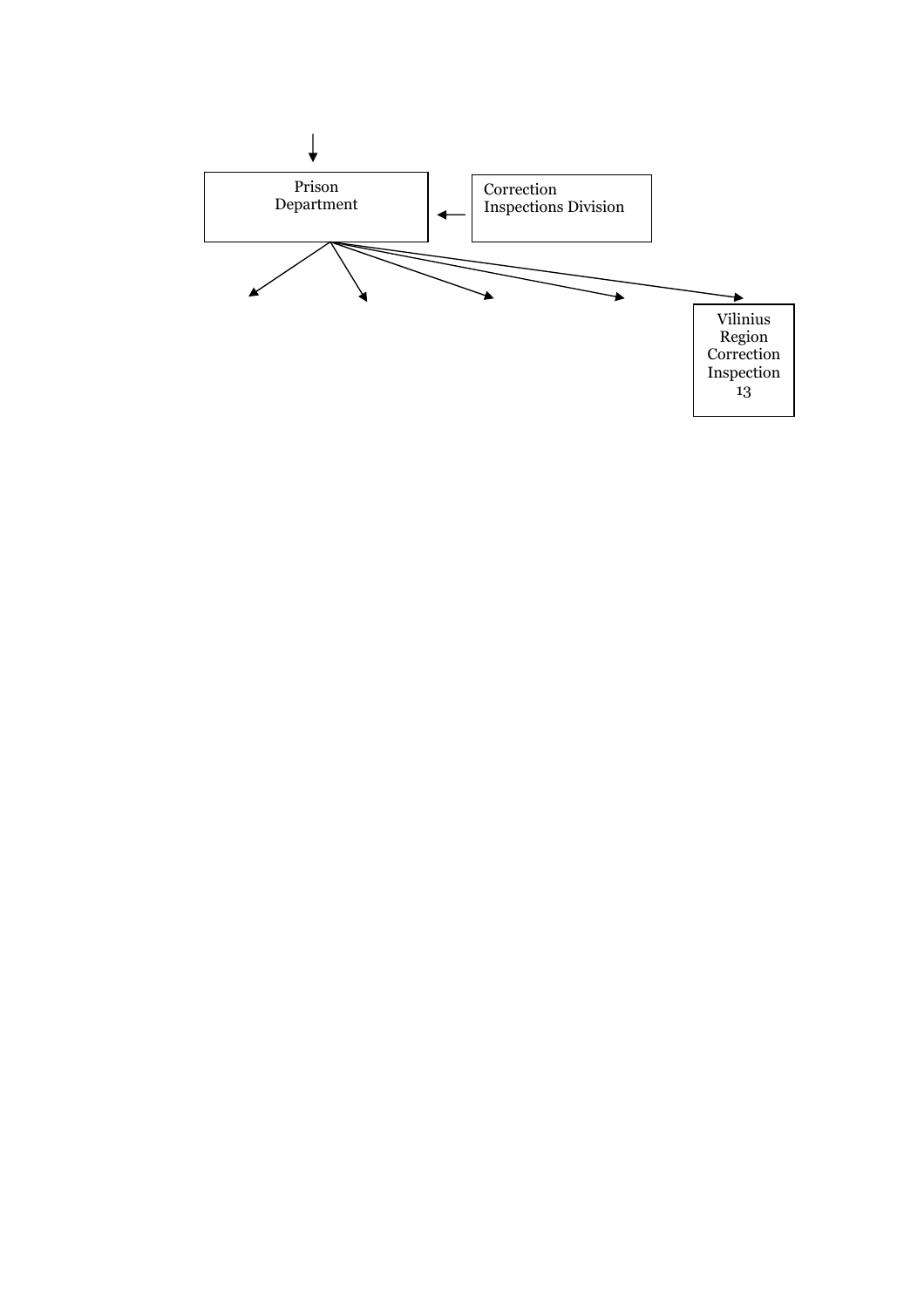Prison
Department

Correction
Inspections Division

Vilinius
Region
Correction
Inspection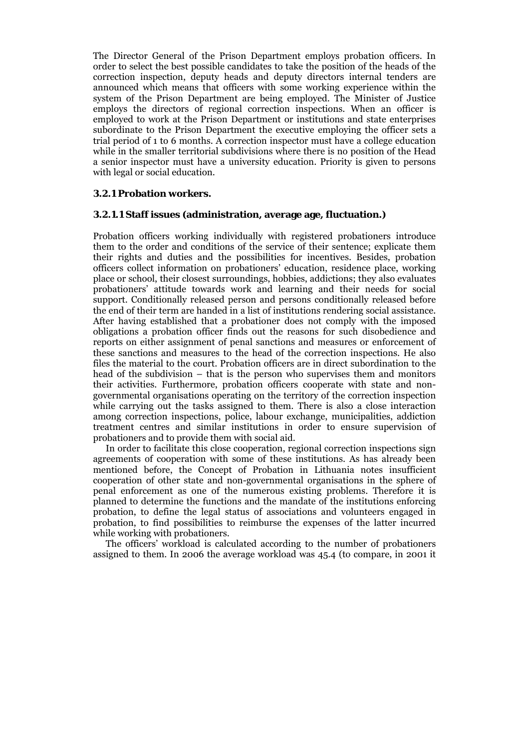The Director General of the Prison Department employs probation officers. In order to select the best possible candidates to take the position of the heads of the correction inspection, deputy heads and deputy directors internal tenders are announced which means that officers with some working experience within the system of the Prison Department are being employed. The Minister of Justice employs the directors of regional correction inspections. When an officer is employed to work at the Prison Department or institutions and state enterprises subordinate to the Prison Department the executive employing the officer sets a trial period of 1 to 6 months. A correction inspector must have a college education while in the smaller territorial subdivisions where there is no position of the Head a senior inspector must have a university education. Priority is given to persons with legal or social education.

### 3.2.1 Probation workers.

#### 3.2.1.1 Staff issues (administration, average age, fluctuation.)

Probation officers working individually with registered probationers introduce them to the order and conditions of the service of their sentence; explicate them their rights and duties and the possibilities for incentives. Besides, probation officers collect information on probationers' education, residence place, working place or school, their closest surroundings, hobbies, addictions; they also evaluates probationers' attitude towards work and learning and their needs for social support. Conditionally released person and persons conditionally released before the end of their term are handed in a list of institutions rendering social assistance. After having established that a probationer does not comply with the imposed obligations a probation officer finds out the reasons for such disobedience and reports on either assignment of penal sanctions and measures or enforcement of these sanctions and measures to the head of the correction inspections. He also files the material to the court. Probation officers are in direct subordination to the head of the subdivision – that is the person who supervises them and monitors their activities. Furthermore, probation officers cooperate with state and non-governmental organisations operating on the territory of the correction inspection while carrying out the tasks assigned to them. There is also a close interaction among correction inspections, police, labour exchange, municipalities, addiction treatment centres and similar institutions in order to ensure supervision of probationers and to provide them with social aid.

In order to facilitate this close cooperation, regional correction inspections sign agreements of cooperation with some of these institutions. As has already been mentioned before, the Concept of Probation in Lithuania notes insufficient cooperation of other state and non-governmental organisations in the sphere of penal enforcement as one of the numerous existing problems. Therefore it is planned to determine the functions and the mandate of the institutions enforcing probation, to define the legal status of associations and volunteers engaged in probation, to find possibilities to reimburse the expenses of the latter incurred while working with probationers.

The officers' workload is calculated according to the number of probationers assigned to them. In 2006 the average workload was 45.4 (to compare, in 2001 it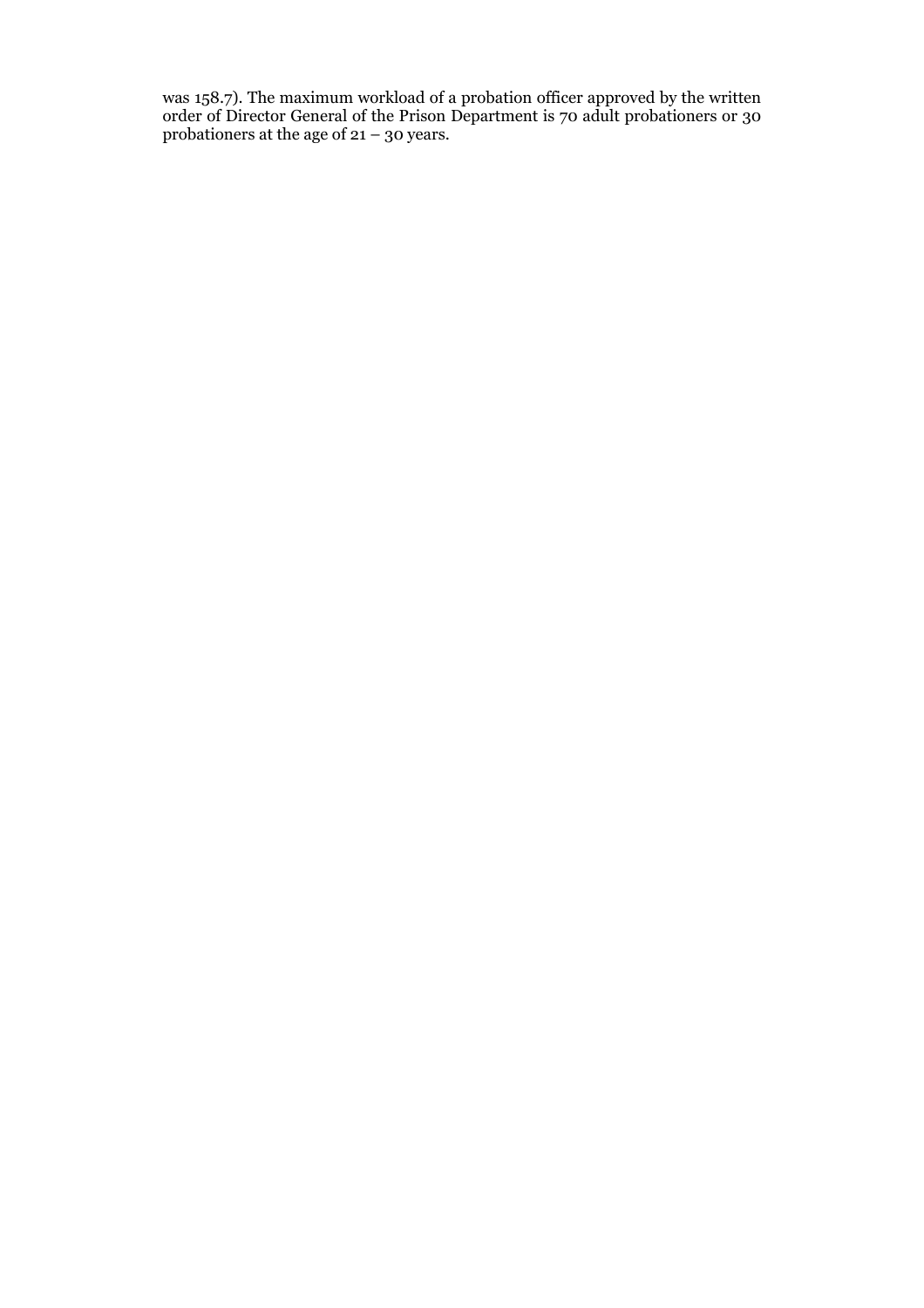was 158.7). The maximum workload of a probation officer approved by the written order of Director General of the Prison Department is 70 adult probationers or 30 probationers at the age of 21 – 30 years.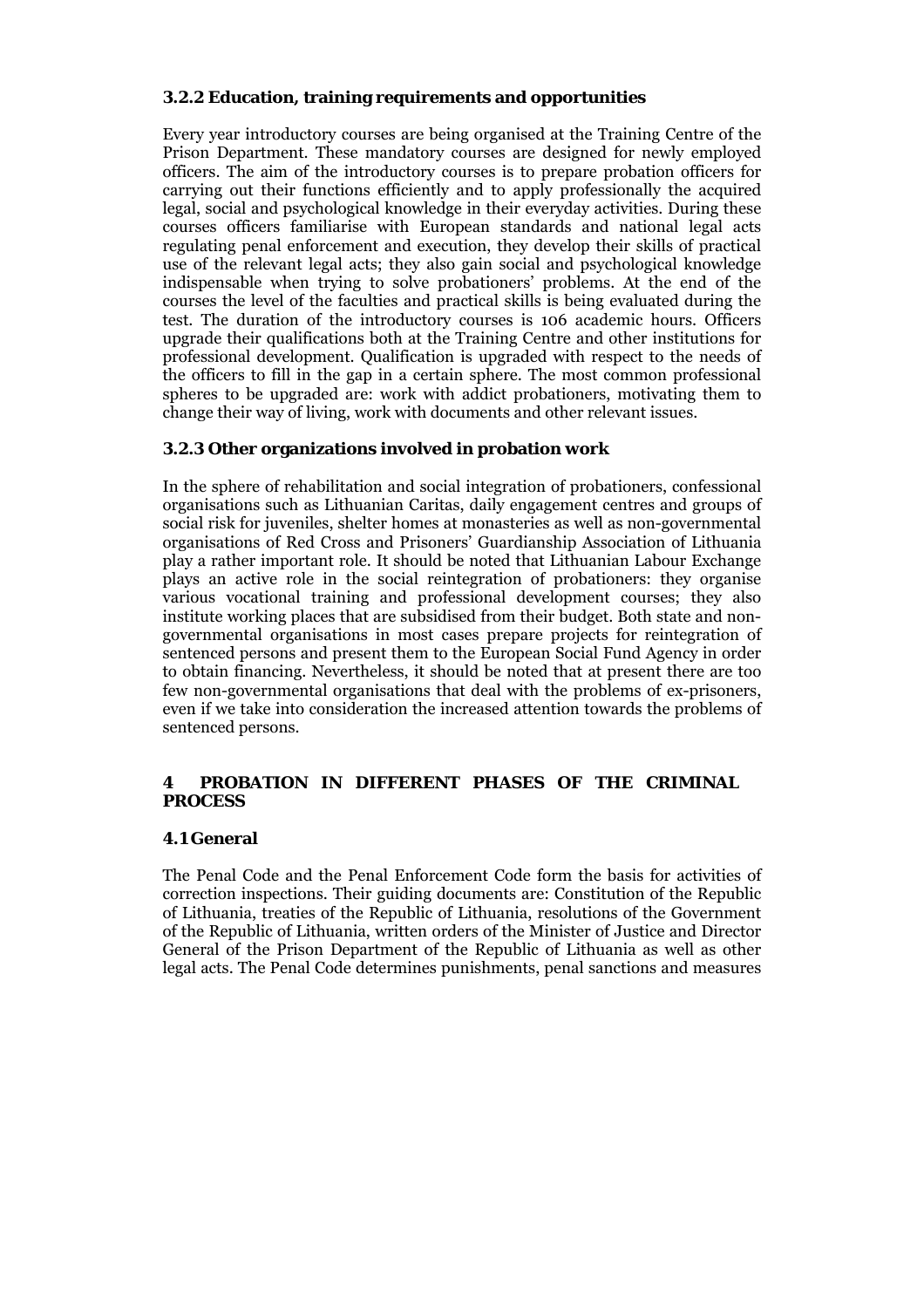### 3.2.2 Education, training requirements and opportunities

Every year introductory courses are being organised at the Training Centre of the Prison Department. These mandatory courses are designed for newly employed officers. The aim of the introductory courses is to prepare probation officers for carrying out their functions efficiently and to apply professionally the acquired legal, social and psychological knowledge in their everyday activities. During these courses officers familiarise with European standards and national legal acts regulating penal enforcement and execution, they develop their skills of practical use of the relevant legal acts; they also gain social and psychological knowledge indispensable when trying to solve probationers' problems. At the end of the courses the level of the faculties and practical skills is being evaluated during the test. The duration of the introductory courses is 106 academic hours. Officers upgrade their qualifications both at the Training Centre and other institutions for professional development. Qualification is upgraded with respect to the needs of the officers to fill in the gap in a certain sphere. The most common professional spheres to be upgraded are: work with addict probationers, motivating them to change their way of living, work with documents and other relevant issues.

### 3.2.3 Other organizations involved in probation work

In the sphere of rehabilitation and social integration of probationers, confessional organisations such as Lithuanian Caritas, daily engagement centres and groups of social risk for juveniles, shelter homes at monasteries as well as non-governmental organisations of Red Cross and Prisoners' Guardianship Association of Lithuania play a rather important role. It should be noted that Lithuanian Labour Exchange plays an active role in the social reintegration of probationers: they organise various vocational training and professional development courses; they also institute working places that are subsidised from their budget. Both state and non-governmental organisations in most cases prepare projects for reintegration of sentenced persons and present them to the European Social Fund Agency in order to obtain financing. Nevertheless, it should be noted that at present there are too few non-governmental organisations that deal with the problems of ex-prisoners, even if we take into consideration the increased attention towards the problems of sentenced persons.

# 4 PROBATION IN DIFFERENT PHASES OF THE CRIMINAL PROCESS

## 4.1 General

The Penal Code and the Penal Enforcement Code form the basis for activities of correction inspections. Their guiding documents are: Constitution of the Republic of Lithuania, treaties of the Republic of Lithuania, resolutions of the Government of the Republic of Lithuania, written orders of the Minister of Justice and Director General of the Prison Department of the Republic of Lithuania as well as other legal acts. The Penal Code determines punishments, penal sanctions and measures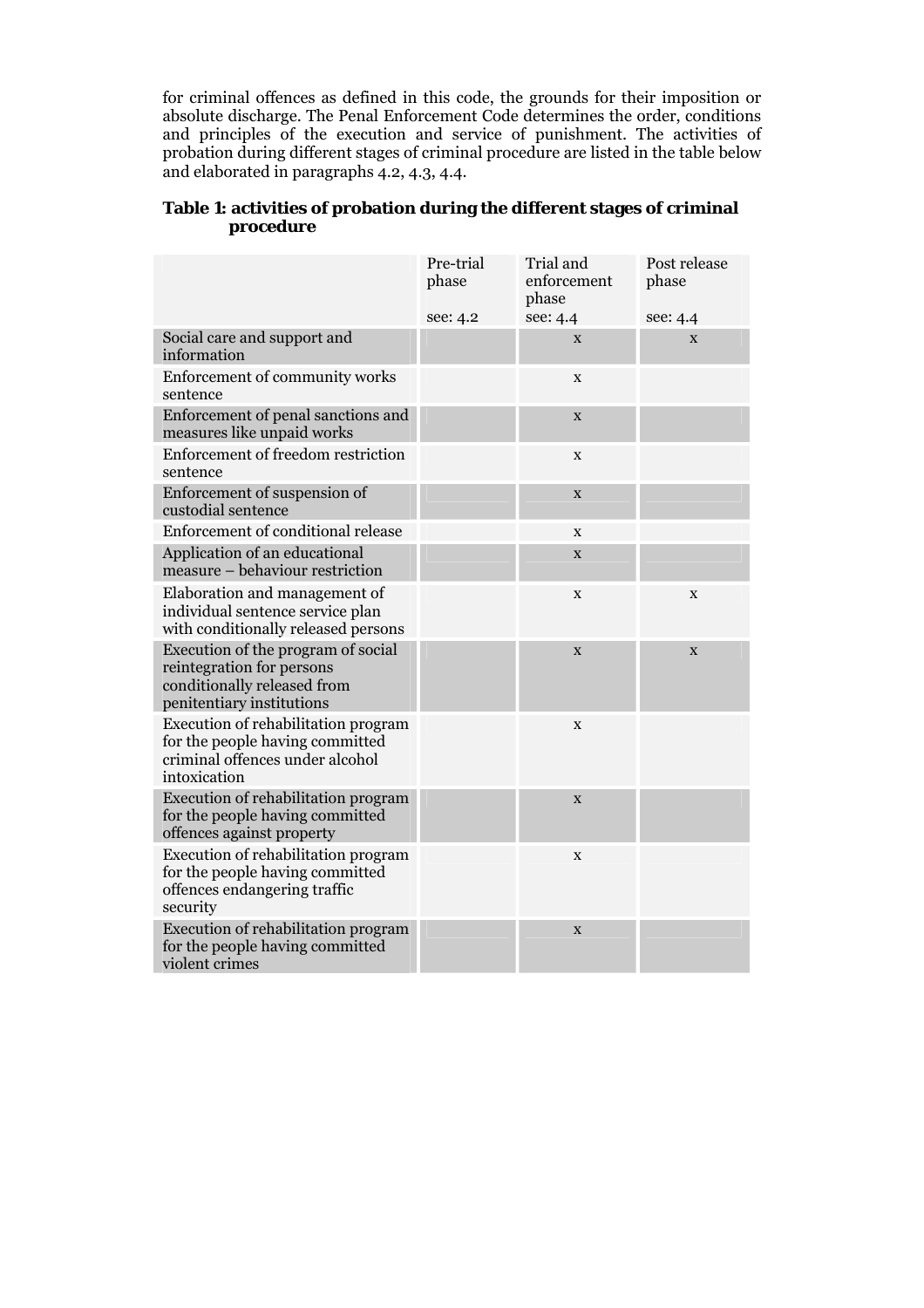for criminal offences as defined in this code, the grounds for their imposition or absolute discharge. The Penal Enforcement Code determines the order, conditions and principles of the execution and service of punishment. The activities of probation during different stages of criminal procedure are listed in the table below and elaborated in paragraphs 4.2, 4.3, 4.4.

**Table 1: activities of probation during the different stages of criminal procedure**

| | Pre-trial phase<br><br>see: 4.2 | Trial and enforcement phase<br>see: 4.4 | Post release phase<br><br>see: 4.4 |
|---|---|---|---|
| Social care and support and information | | x | x |
| Enforcement of community works sentence | | x | |
| Enforcement of penal sanctions and measures like unpaid works | | x | |
| Enforcement of freedom restriction sentence | | x | |
| Enforcement of suspension of custodial sentence | | x | |
| Enforcement of conditional release | | x | |
| Application of an educational measure – behaviour restriction | | x | |
| Elaboration and management of individual sentence service plan with conditionally released persons | | x | x |
| Execution of the program of social reintegration for persons conditionally released from penitentiary institutions | | x | x |
| Execution of rehabilitation program for the people having committed criminal offences under alcohol intoxication | | x | |
| Execution of rehabilitation program for the people having committed offences against property | | x | |
| Execution of rehabilitation program for the people having committed offences endangering traffic security | | x | |
| Execution of rehabilitation program for the people having committed violent crimes | | x | |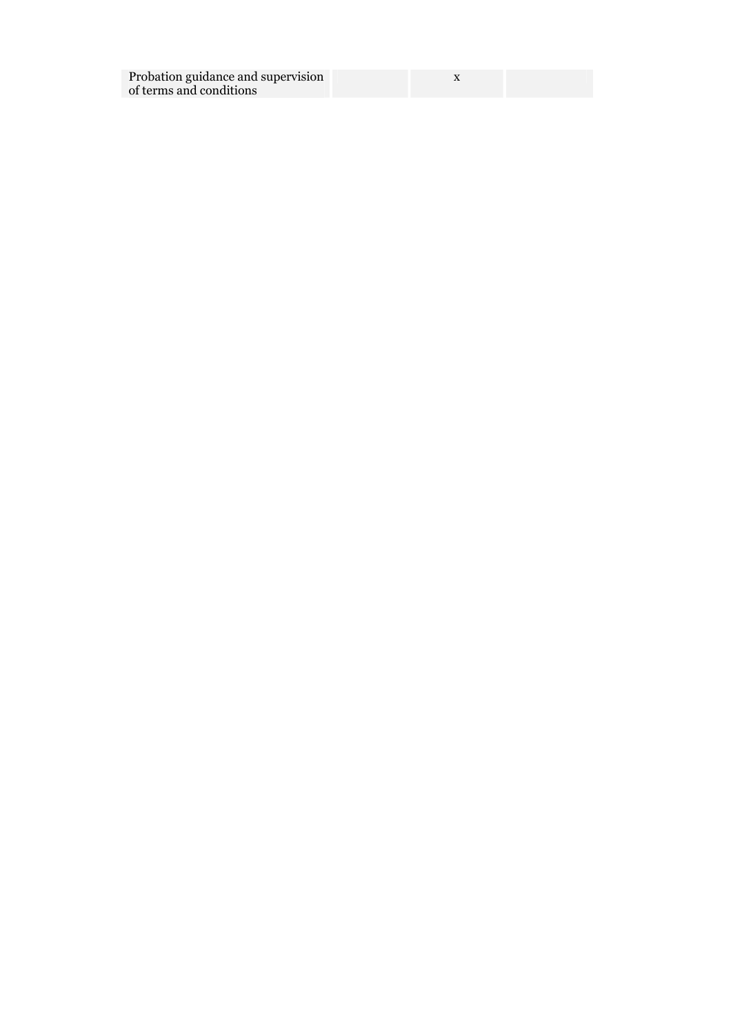| | | | |
|---|---|---|---|
| Probation guidance and supervision of terms and conditions | | x | |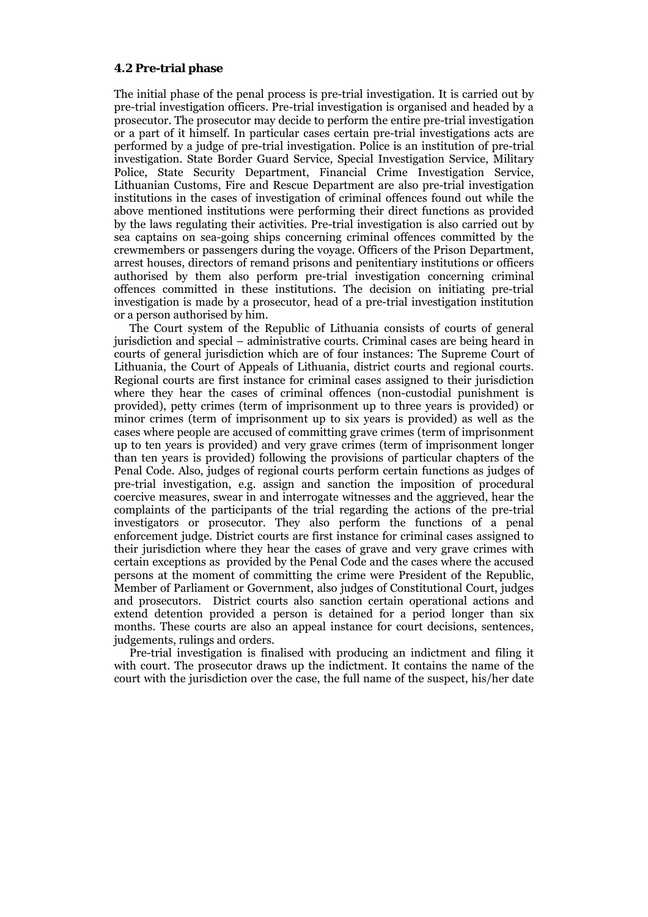### 4.2 Pre-trial phase

The initial phase of the penal process is pre-trial investigation. It is carried out by pre-trial investigation officers. Pre-trial investigation is organised and headed by a prosecutor. The prosecutor may decide to perform the entire pre-trial investigation or a part of it himself. In particular cases certain pre-trial investigations acts are performed by a judge of pre-trial investigation. Police is an institution of pre-trial investigation. State Border Guard Service, Special Investigation Service, Military Police, State Security Department, Financial Crime Investigation Service, Lithuanian Customs, Fire and Rescue Department are also pre-trial investigation institutions in the cases of investigation of criminal offences found out while the above mentioned institutions were performing their direct functions as provided by the laws regulating their activities. Pre-trial investigation is also carried out by sea captains on sea-going ships concerning criminal offences committed by the crewmembers or passengers during the voyage. Officers of the Prison Department, arrest houses, directors of remand prisons and penitentiary institutions or officers authorised by them also perform pre-trial investigation concerning criminal offences committed in these institutions. The decision on initiating pre-trial investigation is made by a prosecutor, head of a pre-trial investigation institution or a person authorised by him.

The Court system of the Republic of Lithuania consists of courts of general jurisdiction and special – administrative courts. Criminal cases are being heard in courts of general jurisdiction which are of four instances: The Supreme Court of Lithuania, the Court of Appeals of Lithuania, district courts and regional courts. Regional courts are first instance for criminal cases assigned to their jurisdiction where they hear the cases of criminal offences (non-custodial punishment is provided), petty crimes (term of imprisonment up to three years is provided) or minor crimes (term of imprisonment up to six years is provided) as well as the cases where people are accused of committing grave crimes (term of imprisonment up to ten years is provided) and very grave crimes (term of imprisonment longer than ten years is provided) following the provisions of particular chapters of the Penal Code. Also, judges of regional courts perform certain functions as judges of pre-trial investigation, e.g. assign and sanction the imposition of procedural coercive measures, swear in and interrogate witnesses and the aggrieved, hear the complaints of the participants of the trial regarding the actions of the pre-trial investigators or prosecutor. They also perform the functions of a penal enforcement judge. District courts are first instance for criminal cases assigned to their jurisdiction where they hear the cases of grave and very grave crimes with certain exceptions as provided by the Penal Code and the cases where the accused persons at the moment of committing the crime were President of the Republic, Member of Parliament or Government, also judges of Constitutional Court, judges and prosecutors. District courts also sanction certain operational actions and extend detention provided a person is detained for a period longer than six months. These courts are also an appeal instance for court decisions, sentences, judgements, rulings and orders.

Pre-trial investigation is finalised with producing an indictment and filing it with court. The prosecutor draws up the indictment. It contains the name of the court with the jurisdiction over the case, the full name of the suspect, his/her date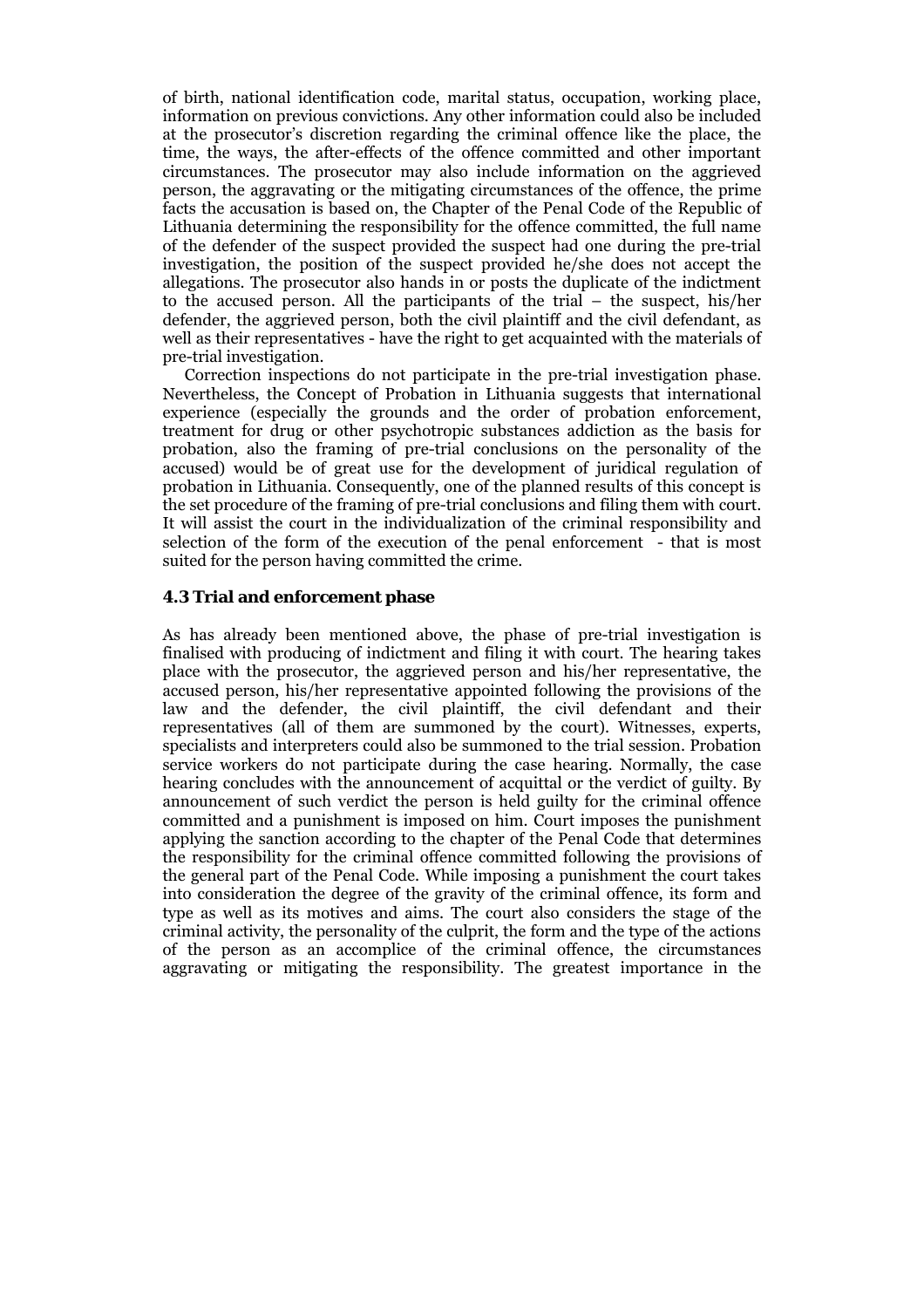of birth, national identification code, marital status, occupation, working place, information on previous convictions. Any other information could also be included at the prosecutor's discretion regarding the criminal offence like the place, the time, the ways, the after-effects of the offence committed and other important circumstances. The prosecutor may also include information on the aggrieved person, the aggravating or the mitigating circumstances of the offence, the prime facts the accusation is based on, the Chapter of the Penal Code of the Republic of Lithuania determining the responsibility for the offence committed, the full name of the defender of the suspect provided the suspect had one during the pre-trial investigation, the position of the suspect provided he/she does not accept the allegations. The prosecutor also hands in or posts the duplicate of the indictment to the accused person. All the participants of the trial – the suspect, his/her defender, the aggrieved person, both the civil plaintiff and the civil defendant, as well as their representatives - have the right to get acquainted with the materials of pre-trial investigation.

Correction inspections do not participate in the pre-trial investigation phase. Nevertheless, the Concept of Probation in Lithuania suggests that international experience (especially the grounds and the order of probation enforcement, treatment for drug or other psychotropic substances addiction as the basis for probation, also the framing of pre-trial conclusions on the personality of the accused) would be of great use for the development of juridical regulation of probation in Lithuania. Consequently, one of the planned results of this concept is the set procedure of the framing of pre-trial conclusions and filing them with court. It will assist the court in the individualization of the criminal responsibility and selection of the form of the execution of the penal enforcement - that is most suited for the person having committed the crime.

### 4.3 Trial and enforcement phase

As has already been mentioned above, the phase of pre-trial investigation is finalised with producing of indictment and filing it with court. The hearing takes place with the prosecutor, the aggrieved person and his/her representative, the accused person, his/her representative appointed following the provisions of the law and the defender, the civil plaintiff, the civil defendant and their representatives (all of them are summoned by the court). Witnesses, experts, specialists and interpreters could also be summoned to the trial session. Probation service workers do not participate during the case hearing. Normally, the case hearing concludes with the announcement of acquittal or the verdict of guilty. By announcement of such verdict the person is held guilty for the criminal offence committed and a punishment is imposed on him. Court imposes the punishment applying the sanction according to the chapter of the Penal Code that determines the responsibility for the criminal offence committed following the provisions of the general part of the Penal Code. While imposing a punishment the court takes into consideration the degree of the gravity of the criminal offence, its form and type as well as its motives and aims. The court also considers the stage of the criminal activity, the personality of the culprit, the form and the type of the actions of the person as an accomplice of the criminal offence, the circumstances aggravating or mitigating the responsibility. The greatest importance in the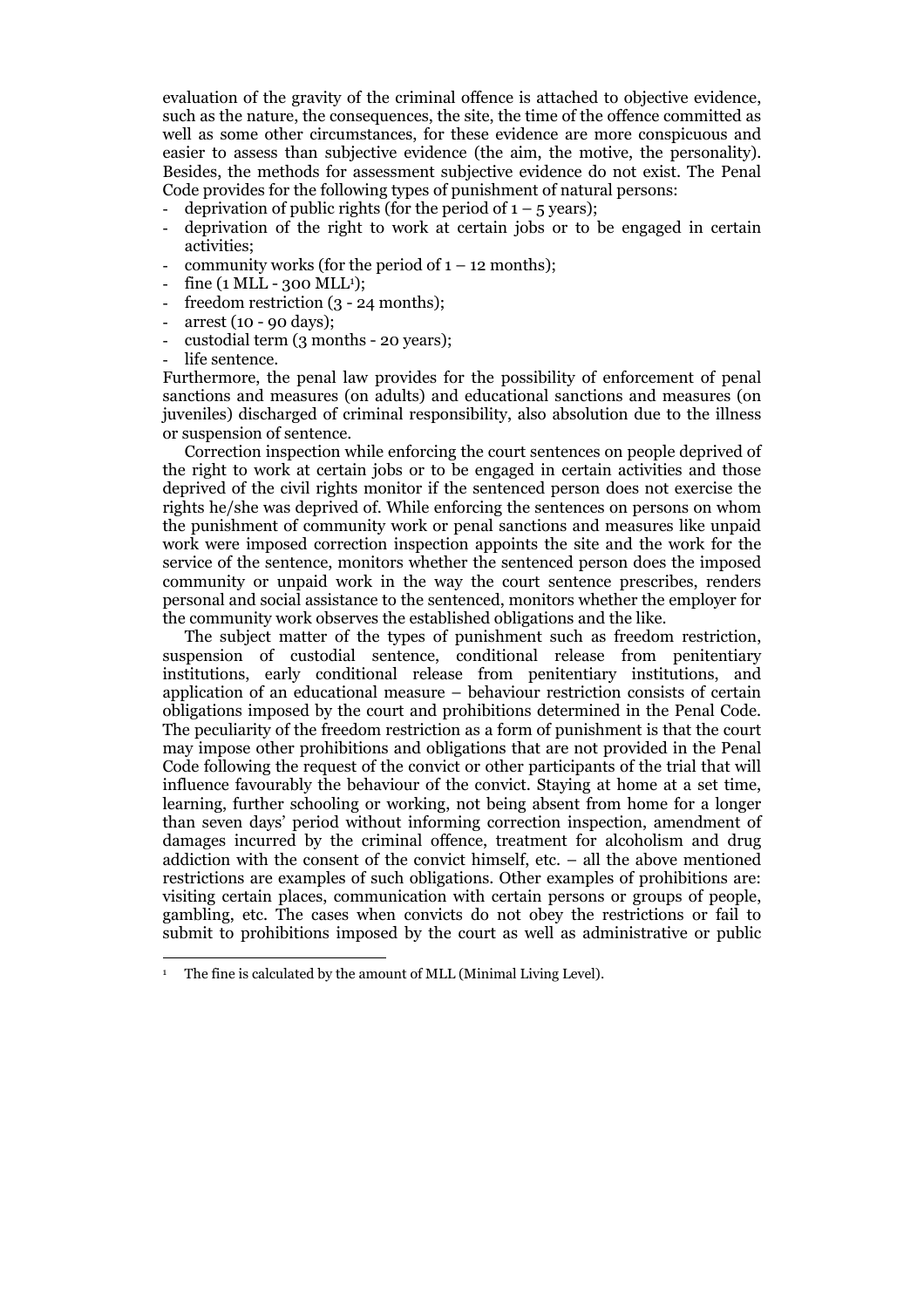evaluation of the gravity of the criminal offence is attached to objective evidence, such as the nature, the consequences, the site, the time of the offence committed as well as some other circumstances, for these evidence are more conspicuous and easier to assess than subjective evidence (the aim, the motive, the personality). Besides, the methods for assessment subjective evidence do not exist. The Penal Code provides for the following types of punishment of natural persons:

- deprivation of public rights (for the period of 1 – 5 years);
- deprivation of the right to work at certain jobs or to be engaged in certain activities;
- community works (for the period of 1 – 12 months);
- fine (1 MLL - 300 MLL[1]);
- freedom restriction (3 - 24 months);
- arrest (10 - 90 days);
- custodial term (3 months - 20 years);
- life sentence.

Furthermore, the penal law provides for the possibility of enforcement of penal sanctions and measures (on adults) and educational sanctions and measures (on juveniles) discharged of criminal responsibility, also absolution due to the illness or suspension of sentence.

Correction inspection while enforcing the court sentences on people deprived of the right to work at certain jobs or to be engaged in certain activities and those deprived of the civil rights monitor if the sentenced person does not exercise the rights he/she was deprived of. While enforcing the sentences on persons on whom the punishment of community work or penal sanctions and measures like unpaid work were imposed correction inspection appoints the site and the work for the service of the sentence, monitors whether the sentenced person does the imposed community or unpaid work in the way the court sentence prescribes, renders personal and social assistance to the sentenced, monitors whether the employer for the community work observes the established obligations and the like.

The subject matter of the types of punishment such as freedom restriction, suspension of custodial sentence, conditional release from penitentiary institutions, early conditional release from penitentiary institutions, and application of an educational measure – behaviour restriction consists of certain obligations imposed by the court and prohibitions determined in the Penal Code. The peculiarity of the freedom restriction as a form of punishment is that the court may impose other prohibitions and obligations that are not provided in the Penal Code following the request of the convict or other participants of the trial that will influence favourably the behaviour of the convict. Staying at home at a set time, learning, further schooling or working, not being absent from home for a longer than seven days' period without informing correction inspection, amendment of damages incurred by the criminal offence, treatment for alcoholism and drug addiction with the consent of the convict himself, etc. – all the above mentioned restrictions are examples of such obligations. Other examples of prohibitions are: visiting certain places, communication with certain persons or groups of people, gambling, etc. The cases when convicts do not obey the restrictions or fail to submit to prohibitions imposed by the court as well as administrative or public

[1] The fine is calculated by the amount of MLL (Minimal Living Level).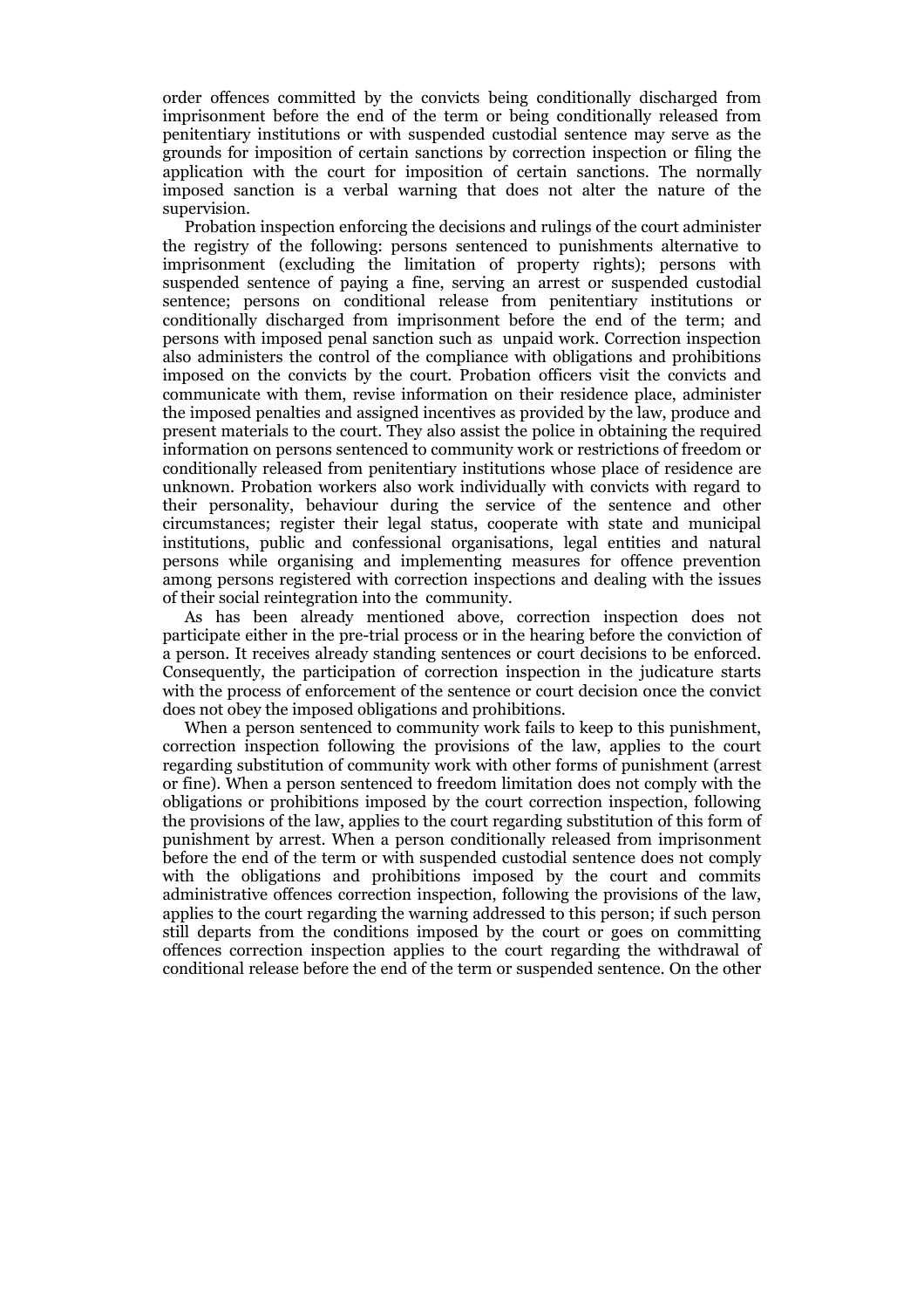order offences committed by the convicts being conditionally discharged from imprisonment before the end of the term or being conditionally released from penitentiary institutions or with suspended custodial sentence may serve as the grounds for imposition of certain sanctions by correction inspection or filing the application with the court for imposition of certain sanctions. The normally imposed sanction is a verbal warning that does not alter the nature of the supervision.

Probation inspection enforcing the decisions and rulings of the court administer the registry of the following: persons sentenced to punishments alternative to imprisonment (excluding the limitation of property rights); persons with suspended sentence of paying a fine, serving an arrest or suspended custodial sentence; persons on conditional release from penitentiary institutions or conditionally discharged from imprisonment before the end of the term; and persons with imposed penal sanction such as unpaid work. Correction inspection also administers the control of the compliance with obligations and prohibitions imposed on the convicts by the court. Probation officers visit the convicts and communicate with them, revise information on their residence place, administer the imposed penalties and assigned incentives as provided by the law, produce and present materials to the court. They also assist the police in obtaining the required information on persons sentenced to community work or restrictions of freedom or conditionally released from penitentiary institutions whose place of residence are unknown. Probation workers also work individually with convicts with regard to their personality, behaviour during the service of the sentence and other circumstances; register their legal status, cooperate with state and municipal institutions, public and confessional organisations, legal entities and natural persons while organising and implementing measures for offence prevention among persons registered with correction inspections and dealing with the issues of their social reintegration into the community.

As has been already mentioned above, correction inspection does not participate either in the pre-trial process or in the hearing before the conviction of a person. It receives already standing sentences or court decisions to be enforced. Consequently, the participation of correction inspection in the judicature starts with the process of enforcement of the sentence or court decision once the convict does not obey the imposed obligations and prohibitions.

When a person sentenced to community work fails to keep to this punishment, correction inspection following the provisions of the law, applies to the court regarding substitution of community work with other forms of punishment (arrest or fine). When a person sentenced to freedom limitation does not comply with the obligations or prohibitions imposed by the court correction inspection, following the provisions of the law, applies to the court regarding substitution of this form of punishment by arrest. When a person conditionally released from imprisonment before the end of the term or with suspended custodial sentence does not comply with the obligations and prohibitions imposed by the court and commits administrative offences correction inspection, following the provisions of the law, applies to the court regarding the warning addressed to this person; if such person still departs from the conditions imposed by the court or goes on committing offences correction inspection applies to the court regarding the withdrawal of conditional release before the end of the term or suspended sentence. On the other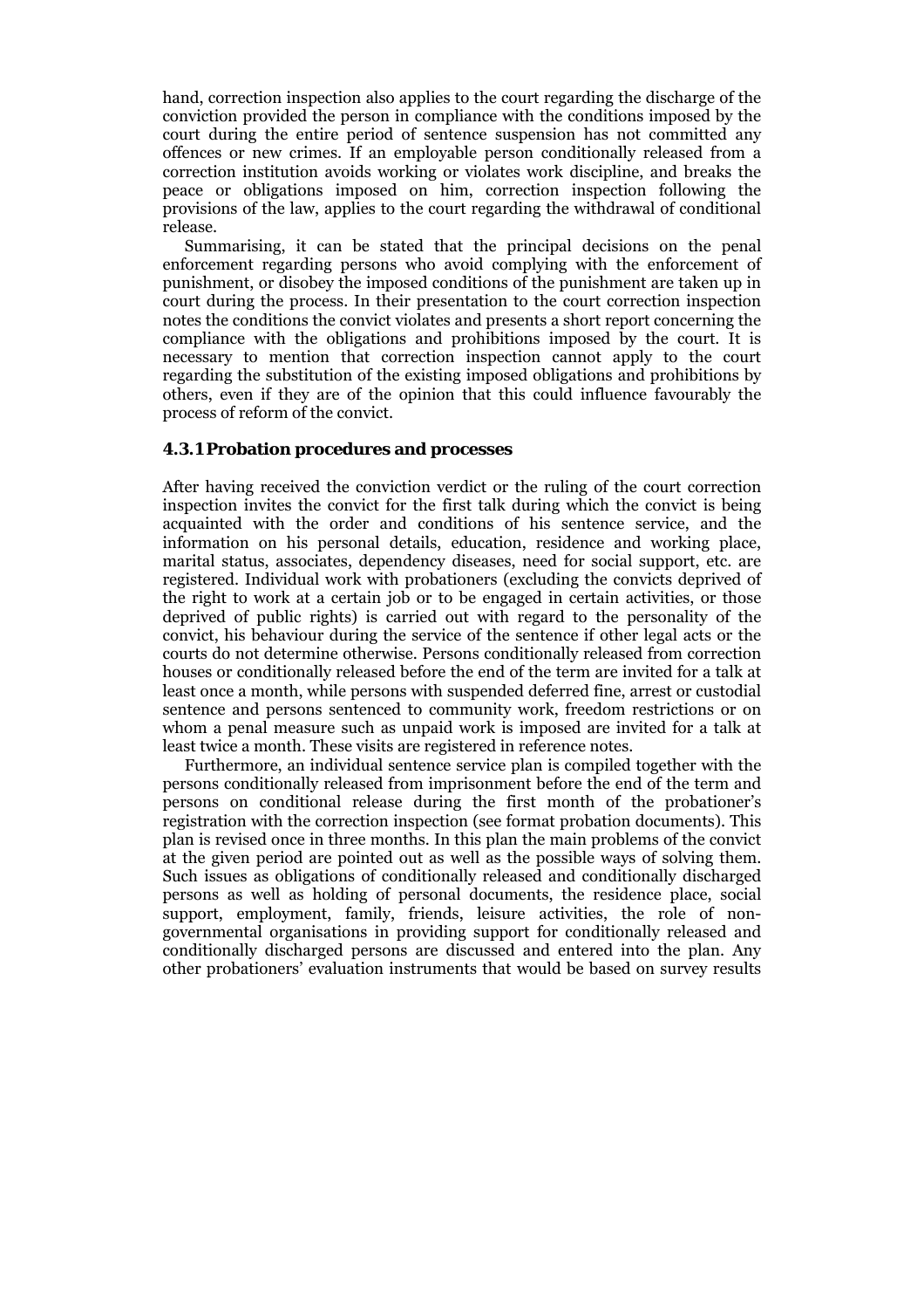hand, correction inspection also applies to the court regarding the discharge of the conviction provided the person in compliance with the conditions imposed by the court during the entire period of sentence suspension has not committed any offences or new crimes. If an employable person conditionally released from a correction institution avoids working or violates work discipline, and breaks the peace or obligations imposed on him, correction inspection following the provisions of the law, applies to the court regarding the withdrawal of conditional release.

Summarising, it can be stated that the principal decisions on the penal enforcement regarding persons who avoid complying with the enforcement of punishment, or disobey the imposed conditions of the punishment are taken up in court during the process. In their presentation to the court correction inspection notes the conditions the convict violates and presents a short report concerning the compliance with the obligations and prohibitions imposed by the court. It is necessary to mention that correction inspection cannot apply to the court regarding the substitution of the existing imposed obligations and prohibitions by others, even if they are of the opinion that this could influence favourably the process of reform of the convict.

### 4.3.1 Probation procedures and processes

After having received the conviction verdict or the ruling of the court correction inspection invites the convict for the first talk during which the convict is being acquainted with the order and conditions of his sentence service, and the information on his personal details, education, residence and working place, marital status, associates, dependency diseases, need for social support, etc. are registered. Individual work with probationers (excluding the convicts deprived of the right to work at a certain job or to be engaged in certain activities, or those deprived of public rights) is carried out with regard to the personality of the convict, his behaviour during the service of the sentence if other legal acts or the courts do not determine otherwise. Persons conditionally released from correction houses or conditionally released before the end of the term are invited for a talk at least once a month, while persons with suspended deferred fine, arrest or custodial sentence and persons sentenced to community work, freedom restrictions or on whom a penal measure such as unpaid work is imposed are invited for a talk at least twice a month. These visits are registered in reference notes.

Furthermore, an individual sentence service plan is compiled together with the persons conditionally released from imprisonment before the end of the term and persons on conditional release during the first month of the probationer's registration with the correction inspection (see format probation documents). This plan is revised once in three months. In this plan the main problems of the convict at the given period are pointed out as well as the possible ways of solving them. Such issues as obligations of conditionally released and conditionally discharged persons as well as holding of personal documents, the residence place, social support, employment, family, friends, leisure activities, the role of non-governmental organisations in providing support for conditionally released and conditionally discharged persons are discussed and entered into the plan. Any other probationers' evaluation instruments that would be based on survey results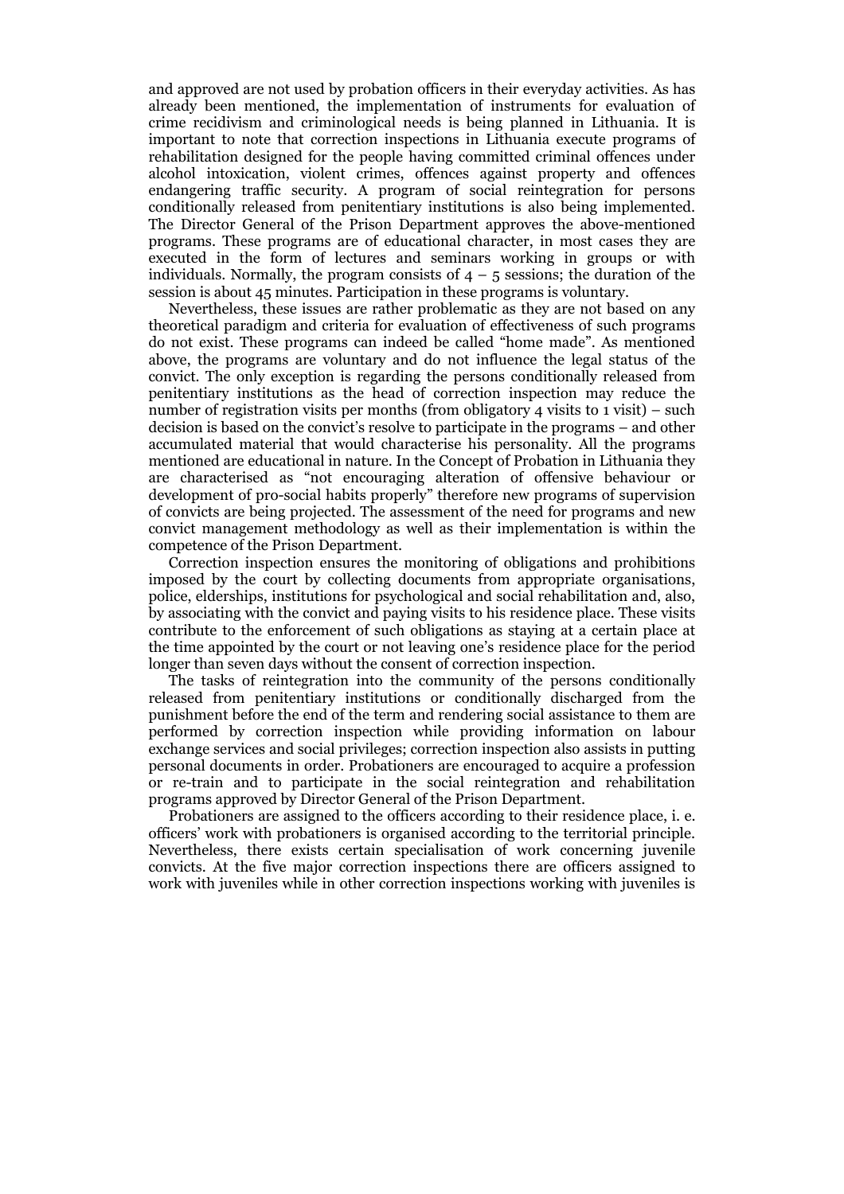and approved are not used by probation officers in their everyday activities. As has already been mentioned, the implementation of instruments for evaluation of crime recidivism and criminological needs is being planned in Lithuania. It is important to note that correction inspections in Lithuania execute programs of rehabilitation designed for the people having committed criminal offences under alcohol intoxication, violent crimes, offences against property and offences endangering traffic security. A program of social reintegration for persons conditionally released from penitentiary institutions is also being implemented. The Director General of the Prison Department approves the above-mentioned programs. These programs are of educational character, in most cases they are executed in the form of lectures and seminars working in groups or with individuals. Normally, the program consists of 4 – 5 sessions; the duration of the session is about 45 minutes. Participation in these programs is voluntary.

Nevertheless, these issues are rather problematic as they are not based on any theoretical paradigm and criteria for evaluation of effectiveness of such programs do not exist. These programs can indeed be called "home made". As mentioned above, the programs are voluntary and do not influence the legal status of the convict. The only exception is regarding the persons conditionally released from penitentiary institutions as the head of correction inspection may reduce the number of registration visits per months (from obligatory 4 visits to 1 visit) – such decision is based on the convict's resolve to participate in the programs – and other accumulated material that would characterise his personality. All the programs mentioned are educational in nature. In the Concept of Probation in Lithuania they are characterised as "not encouraging alteration of offensive behaviour or development of pro-social habits properly" therefore new programs of supervision of convicts are being projected. The assessment of the need for programs and new convict management methodology as well as their implementation is within the competence of the Prison Department.

Correction inspection ensures the monitoring of obligations and prohibitions imposed by the court by collecting documents from appropriate organisations, police, elderships, institutions for psychological and social rehabilitation and, also, by associating with the convict and paying visits to his residence place. These visits contribute to the enforcement of such obligations as staying at a certain place at the time appointed by the court or not leaving one's residence place for the period longer than seven days without the consent of correction inspection.

The tasks of reintegration into the community of the persons conditionally released from penitentiary institutions or conditionally discharged from the punishment before the end of the term and rendering social assistance to them are performed by correction inspection while providing information on labour exchange services and social privileges; correction inspection also assists in putting personal documents in order. Probationers are encouraged to acquire a profession or re-train and to participate in the social reintegration and rehabilitation programs approved by Director General of the Prison Department.

Probationers are assigned to the officers according to their residence place, i. e. officers' work with probationers is organised according to the territorial principle. Nevertheless, there exists certain specialisation of work concerning juvenile convicts. At the five major correction inspections there are officers assigned to work with juveniles while in other correction inspections working with juveniles is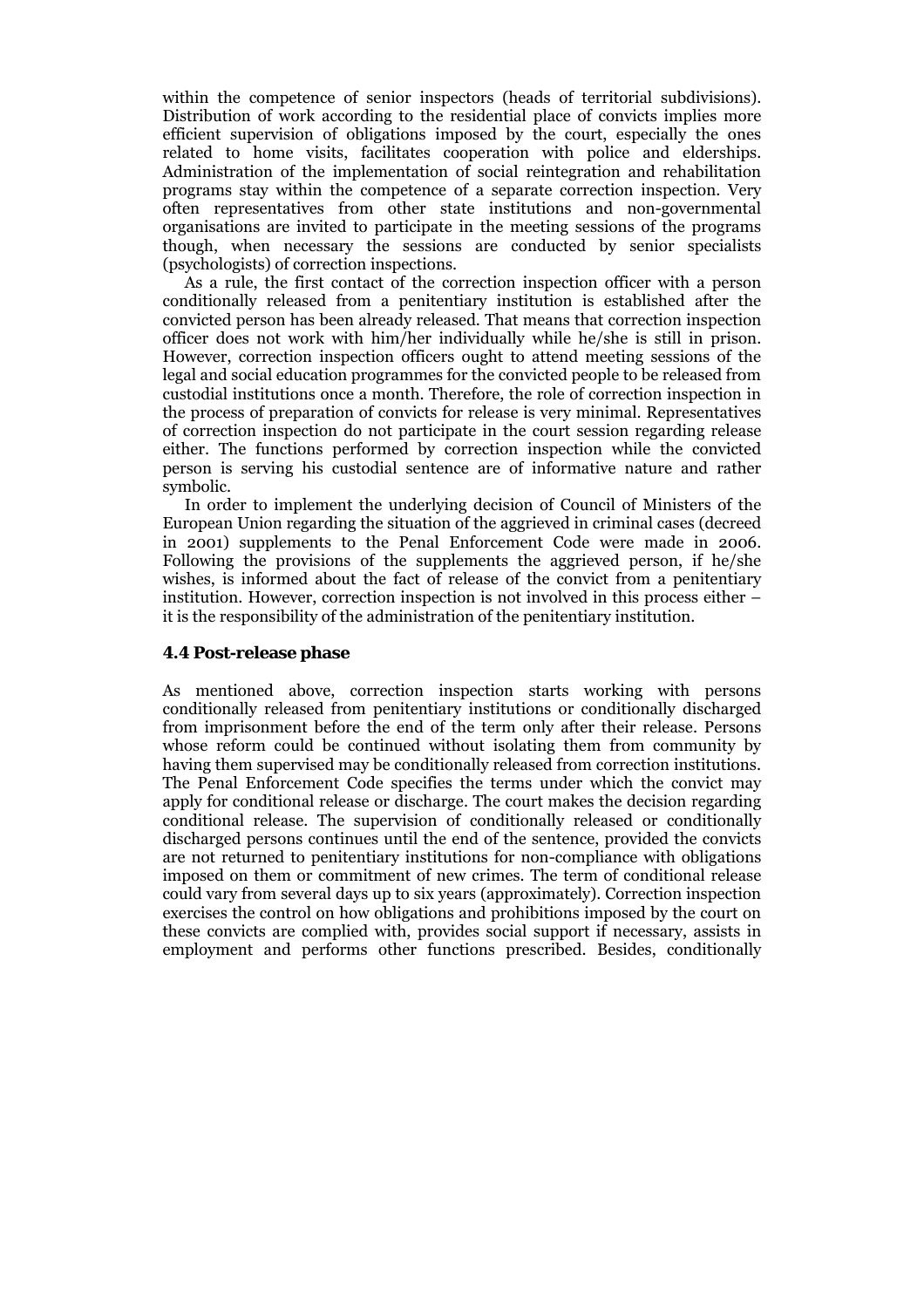within the competence of senior inspectors (heads of territorial subdivisions). Distribution of work according to the residential place of convicts implies more efficient supervision of obligations imposed by the court, especially the ones related to home visits, facilitates cooperation with police and elderships. Administration of the implementation of social reintegration and rehabilitation programs stay within the competence of a separate correction inspection. Very often representatives from other state institutions and non-governmental organisations are invited to participate in the meeting sessions of the programs though, when necessary the sessions are conducted by senior specialists (psychologists) of correction inspections.

As a rule, the first contact of the correction inspection officer with a person conditionally released from a penitentiary institution is established after the convicted person has been already released. That means that correction inspection officer does not work with him/her individually while he/she is still in prison. However, correction inspection officers ought to attend meeting sessions of the legal and social education programmes for the convicted people to be released from custodial institutions once a month. Therefore, the role of correction inspection in the process of preparation of convicts for release is very minimal. Representatives of correction inspection do not participate in the court session regarding release either. The functions performed by correction inspection while the convicted person is serving his custodial sentence are of informative nature and rather symbolic.

In order to implement the underlying decision of Council of Ministers of the European Union regarding the situation of the aggrieved in criminal cases (decreed in 2001) supplements to the Penal Enforcement Code were made in 2006. Following the provisions of the supplements the aggrieved person, if he/she wishes, is informed about the fact of release of the convict from a penitentiary institution. However, correction inspection is not involved in this process either – it is the responsibility of the administration of the penitentiary institution.

### 4.4 Post-release phase

As mentioned above, correction inspection starts working with persons conditionally released from penitentiary institutions or conditionally discharged from imprisonment before the end of the term only after their release. Persons whose reform could be continued without isolating them from community by having them supervised may be conditionally released from correction institutions. The Penal Enforcement Code specifies the terms under which the convict may apply for conditional release or discharge. The court makes the decision regarding conditional release. The supervision of conditionally released or conditionally discharged persons continues until the end of the sentence, provided the convicts are not returned to penitentiary institutions for non-compliance with obligations imposed on them or commitment of new crimes. The term of conditional release could vary from several days up to six years (approximately). Correction inspection exercises the control on how obligations and prohibitions imposed by the court on these convicts are complied with, provides social support if necessary, assists in employment and performs other functions prescribed. Besides, conditionally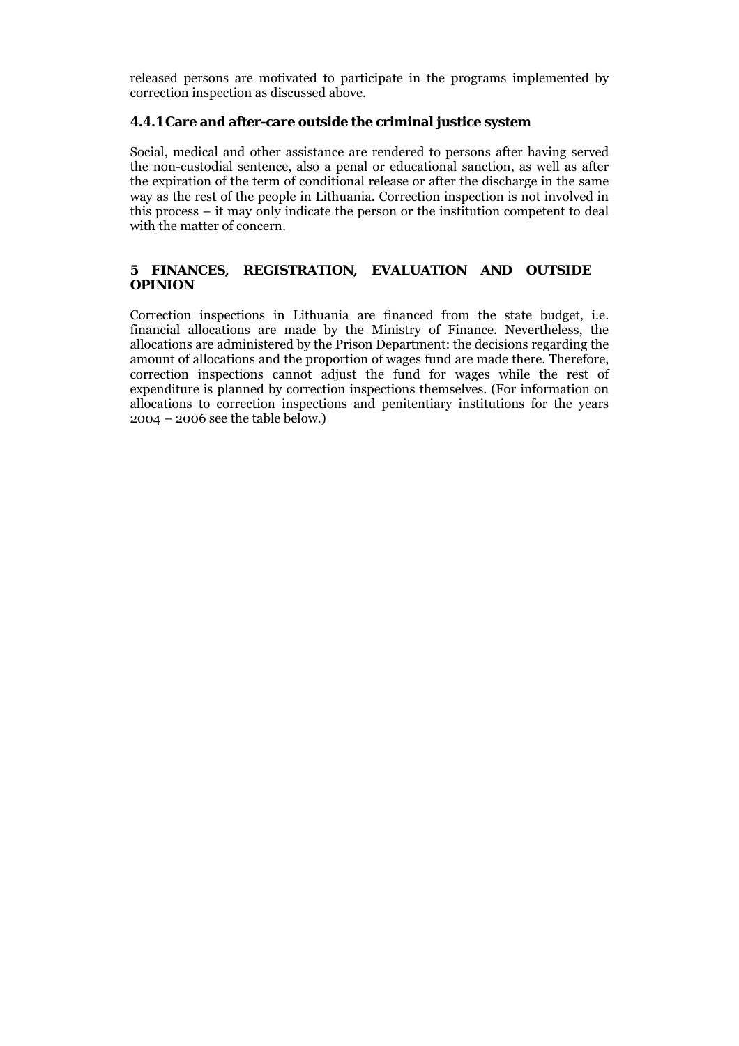released persons are motivated to participate in the programs implemented by correction inspection as discussed above.

### 4.4.1 Care and after-care outside the criminal justice system

Social, medical and other assistance are rendered to persons after having served the non-custodial sentence, also a penal or educational sanction, as well as after the expiration of the term of conditional release or after the discharge in the same way as the rest of the people in Lithuania. Correction inspection is not involved in this process – it may only indicate the person or the institution competent to deal with the matter of concern.

## 5 FINANCES, REGISTRATION, EVALUATION AND OUTSIDE OPINION

Correction inspections in Lithuania are financed from the state budget, i.e. financial allocations are made by the Ministry of Finance. Nevertheless, the allocations are administered by the Prison Department: the decisions regarding the amount of allocations and the proportion of wages fund are made there. Therefore, correction inspections cannot adjust the fund for wages while the rest of expenditure is planned by correction inspections themselves. (For information on allocations to correction inspections and penitentiary institutions for the years 2004 – 2006 see the table below.)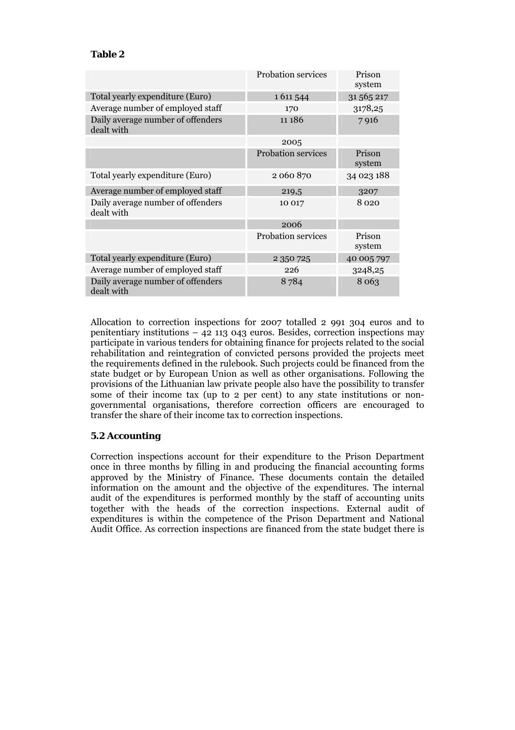**Table 2**

| | Probation services | Prison system |
|---|---|---|
| Total yearly expenditure (Euro) | 1 611 544 | 31 565 217 |
| Average number of employed staff | 170 | 3178,25 |
| Daily average number of offenders dealt with | 11 186 | 7 916 |
| | 2005 | |
| | Probation services | Prison system |
| Total yearly expenditure (Euro) | 2 060 870 | 34 023 188 |
| Average number of employed staff | 219,5 | 3207 |
| Daily average number of offenders dealt with | 10 017 | 8 020 |
| | 2006 | |
| | Probation services | Prison system |
| Total yearly expenditure (Euro) | 2 350 725 | 40 005 797 |
| Average number of employed staff | 226 | 3248,25 |
| Daily average number of offenders dealt with | 8 784 | 8 063 |

Allocation to correction inspections for 2007 totalled 2 991 304 euros and to penitentiary institutions – 42 113 043 euros. Besides, correction inspections may participate in various tenders for obtaining finance for projects related to the social rehabilitation and reintegration of convicted persons provided the projects meet the requirements defined in the rulebook. Such projects could be financed from the state budget or by European Union as well as other organisations. Following the provisions of the Lithuanian law private people also have the possibility to transfer some of their income tax (up to 2 per cent) to any state institutions or non-governmental organisations, therefore correction officers are encouraged to transfer the share of their income tax to correction inspections.

### 5.2 Accounting

Correction inspections account for their expenditure to the Prison Department once in three months by filling in and producing the financial accounting forms approved by the Ministry of Finance. These documents contain the detailed information on the amount and the objective of the expenditures. The internal audit of the expenditures is performed monthly by the staff of accounting units together with the heads of the correction inspections. External audit of expenditures is within the competence of the Prison Department and National Audit Office. As correction inspections are financed from the state budget there is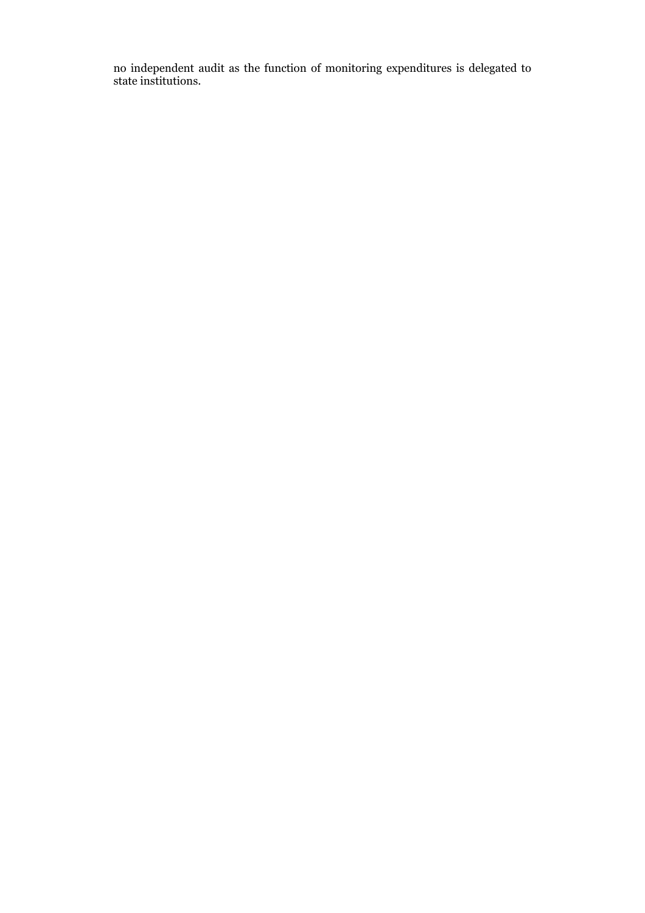no independent audit as the function of monitoring expenditures is delegated to state institutions.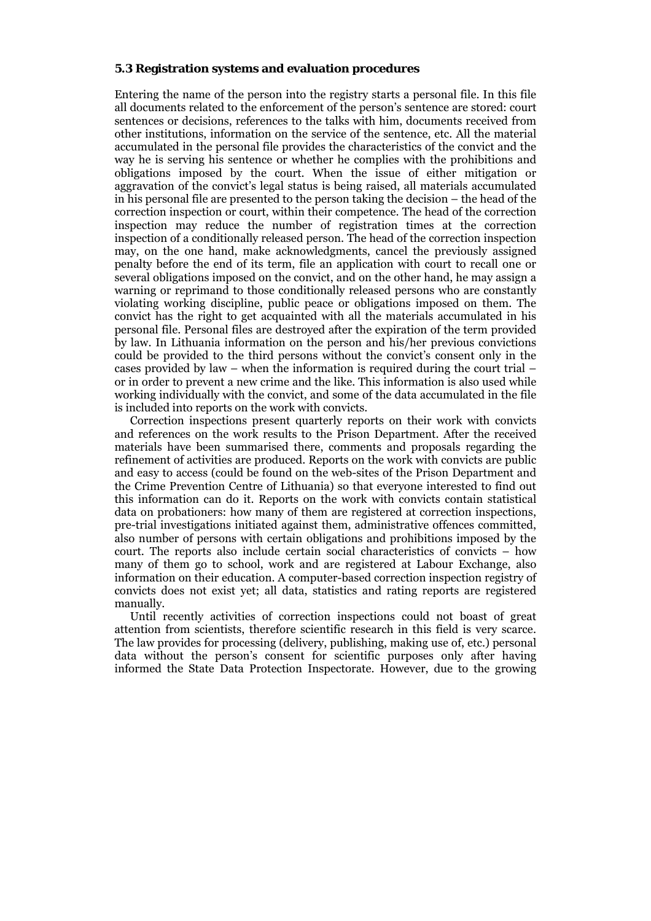### 5.3 Registration systems and evaluation procedures

Entering the name of the person into the registry starts a personal file. In this file all documents related to the enforcement of the person's sentence are stored: court sentences or decisions, references to the talks with him, documents received from other institutions, information on the service of the sentence, etc. All the material accumulated in the personal file provides the characteristics of the convict and the way he is serving his sentence or whether he complies with the prohibitions and obligations imposed by the court. When the issue of either mitigation or aggravation of the convict's legal status is being raised, all materials accumulated in his personal file are presented to the person taking the decision – the head of the correction inspection or court, within their competence. The head of the correction inspection may reduce the number of registration times at the correction inspection of a conditionally released person. The head of the correction inspection may, on the one hand, make acknowledgments, cancel the previously assigned penalty before the end of its term, file an application with court to recall one or several obligations imposed on the convict, and on the other hand, he may assign a warning or reprimand to those conditionally released persons who are constantly violating working discipline, public peace or obligations imposed on them. The convict has the right to get acquainted with all the materials accumulated in his personal file. Personal files are destroyed after the expiration of the term provided by law. In Lithuania information on the person and his/her previous convictions could be provided to the third persons without the convict's consent only in the cases provided by law – when the information is required during the court trial – or in order to prevent a new crime and the like. This information is also used while working individually with the convict, and some of the data accumulated in the file is included into reports on the work with convicts.

Correction inspections present quarterly reports on their work with convicts and references on the work results to the Prison Department. After the received materials have been summarised there, comments and proposals regarding the refinement of activities are produced. Reports on the work with convicts are public and easy to access (could be found on the web-sites of the Prison Department and the Crime Prevention Centre of Lithuania) so that everyone interested to find out this information can do it. Reports on the work with convicts contain statistical data on probationers: how many of them are registered at correction inspections, pre-trial investigations initiated against them, administrative offences committed, also number of persons with certain obligations and prohibitions imposed by the court. The reports also include certain social characteristics of convicts – how many of them go to school, work and are registered at Labour Exchange, also information on their education. A computer-based correction inspection registry of convicts does not exist yet; all data, statistics and rating reports are registered manually.

Until recently activities of correction inspections could not boast of great attention from scientists, therefore scientific research in this field is very scarce. The law provides for processing (delivery, publishing, making use of, etc.) personal data without the person's consent for scientific purposes only after having informed the State Data Protection Inspectorate. However, due to the growing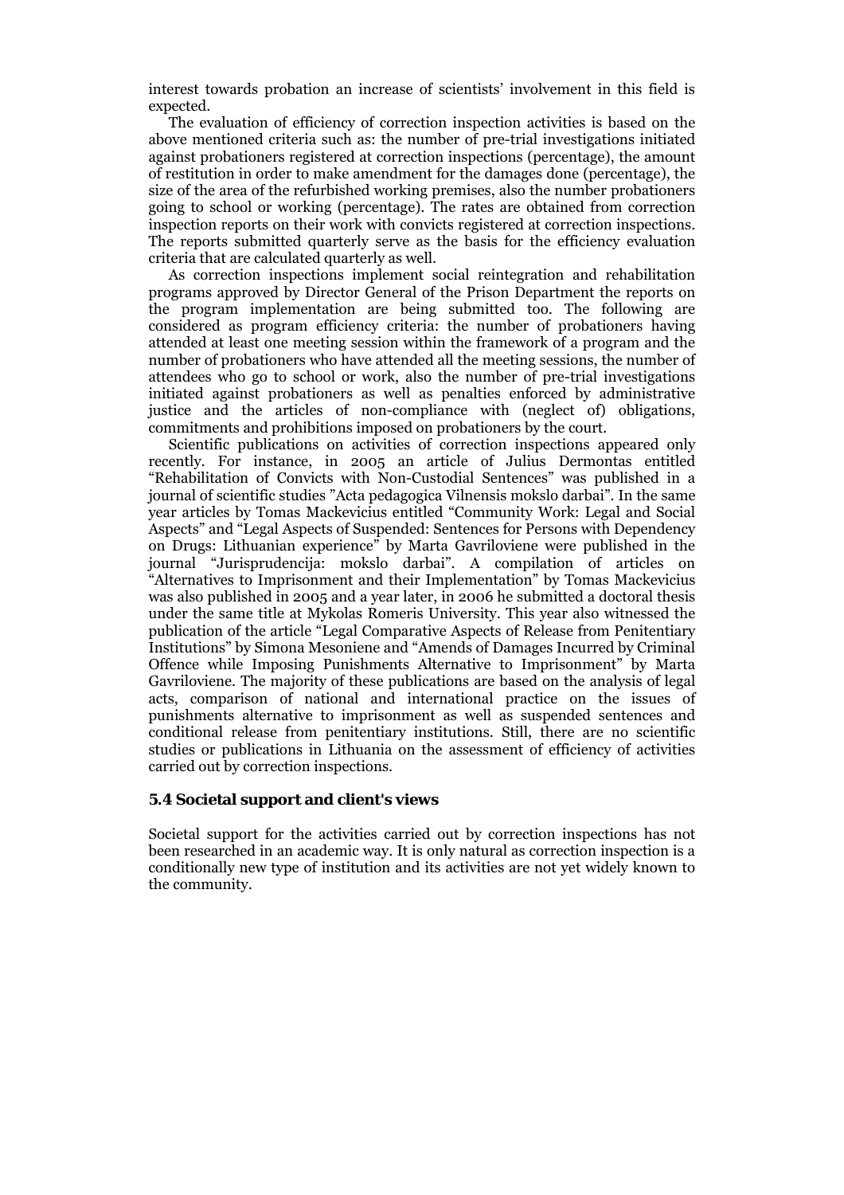interest towards probation an increase of scientists' involvement in this field is expected.

The evaluation of efficiency of correction inspection activities is based on the above mentioned criteria such as: the number of pre-trial investigations initiated against probationers registered at correction inspections (percentage), the amount of restitution in order to make amendment for the damages done (percentage), the size of the area of the refurbished working premises, also the number probationers going to school or working (percentage). The rates are obtained from correction inspection reports on their work with convicts registered at correction inspections. The reports submitted quarterly serve as the basis for the efficiency evaluation criteria that are calculated quarterly as well.

As correction inspections implement social reintegration and rehabilitation programs approved by Director General of the Prison Department the reports on the program implementation are being submitted too. The following are considered as program efficiency criteria: the number of probationers having attended at least one meeting session within the framework of a program and the number of probationers who have attended all the meeting sessions, the number of attendees who go to school or work, also the number of pre-trial investigations initiated against probationers as well as penalties enforced by administrative justice and the articles of non-compliance with (neglect of) obligations, commitments and prohibitions imposed on probationers by the court.

Scientific publications on activities of correction inspections appeared only recently. For instance, in 2005 an article of Julius Dermontas entitled "Rehabilitation of Convicts with Non-Custodial Sentences" was published in a journal of scientific studies "Acta pedagogica Vilnensis mokslo darbai". In the same year articles by Tomas Mackevicius entitled "Community Work: Legal and Social Aspects" and "Legal Aspects of Suspended: Sentences for Persons with Dependency on Drugs: Lithuanian experience" by Marta Gavriloviene were published in the journal "Jurisprudencija: mokslo darbai". A compilation of articles on "Alternatives to Imprisonment and their Implementation" by Tomas Mackevicius was also published in 2005 and a year later, in 2006 he submitted a doctoral thesis under the same title at Mykolas Romeris University. This year also witnessed the publication of the article "Legal Comparative Aspects of Release from Penitentiary Institutions" by Simona Mesoniene and "Amends of Damages Incurred by Criminal Offence while Imposing Punishments Alternative to Imprisonment" by Marta Gavriloviene. The majority of these publications are based on the analysis of legal acts, comparison of national and international practice on the issues of punishments alternative to imprisonment as well as suspended sentences and conditional release from penitentiary institutions. Still, there are no scientific studies or publications in Lithuania on the assessment of efficiency of activities carried out by correction inspections.

### 5.4 Societal support and client's views

Societal support for the activities carried out by correction inspections has not been researched in an academic way. It is only natural as correction inspection is a conditionally new type of institution and its activities are not yet widely known to the community.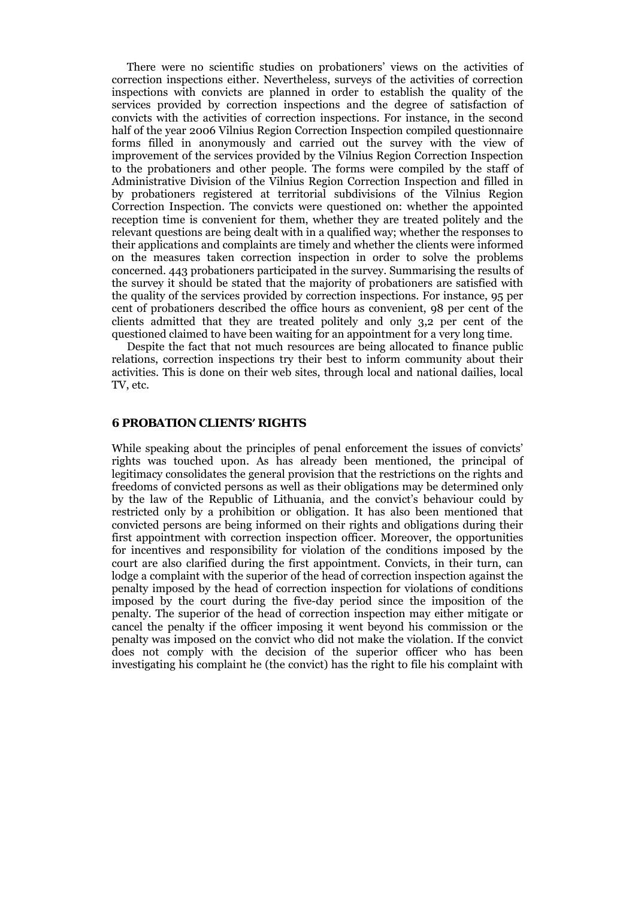There were no scientific studies on probationers' views on the activities of correction inspections either. Nevertheless, surveys of the activities of correction inspections with convicts are planned in order to establish the quality of the services provided by correction inspections and the degree of satisfaction of convicts with the activities of correction inspections. For instance, in the second half of the year 2006 Vilnius Region Correction Inspection compiled questionnaire forms filled in anonymously and carried out the survey with the view of improvement of the services provided by the Vilnius Region Correction Inspection to the probationers and other people. The forms were compiled by the staff of Administrative Division of the Vilnius Region Correction Inspection and filled in by probationers registered at territorial subdivisions of the Vilnius Region Correction Inspection. The convicts were questioned on: whether the appointed reception time is convenient for them, whether they are treated politely and the relevant questions are being dealt with in a qualified way; whether the responses to their applications and complaints are timely and whether the clients were informed on the measures taken correction inspection in order to solve the problems concerned. 443 probationers participated in the survey. Summarising the results of the survey it should be stated that the majority of probationers are satisfied with the quality of the services provided by correction inspections. For instance, 95 per cent of probationers described the office hours as convenient, 98 per cent of the clients admitted that they are treated politely and only 3,2 per cent of the questioned claimed to have been waiting for an appointment for a very long time.

Despite the fact that not much resources are being allocated to finance public relations, correction inspections try their best to inform community about their activities. This is done on their web sites, through local and national dailies, local TV, etc.

## 6 PROBATION CLIENTS' RIGHTS

While speaking about the principles of penal enforcement the issues of convicts' rights was touched upon. As has already been mentioned, the principal of legitimacy consolidates the general provision that the restrictions on the rights and freedoms of convicted persons as well as their obligations may be determined only by the law of the Republic of Lithuania, and the convict's behaviour could by restricted only by a prohibition or obligation. It has also been mentioned that convicted persons are being informed on their rights and obligations during their first appointment with correction inspection officer. Moreover, the opportunities for incentives and responsibility for violation of the conditions imposed by the court are also clarified during the first appointment. Convicts, in their turn, can lodge a complaint with the superior of the head of correction inspection against the penalty imposed by the head of correction inspection for violations of conditions imposed by the court during the five-day period since the imposition of the penalty. The superior of the head of correction inspection may either mitigate or cancel the penalty if the officer imposing it went beyond his commission or the penalty was imposed on the convict who did not make the violation. If the convict does not comply with the decision of the superior officer who has been investigating his complaint he (the convict) has the right to file his complaint with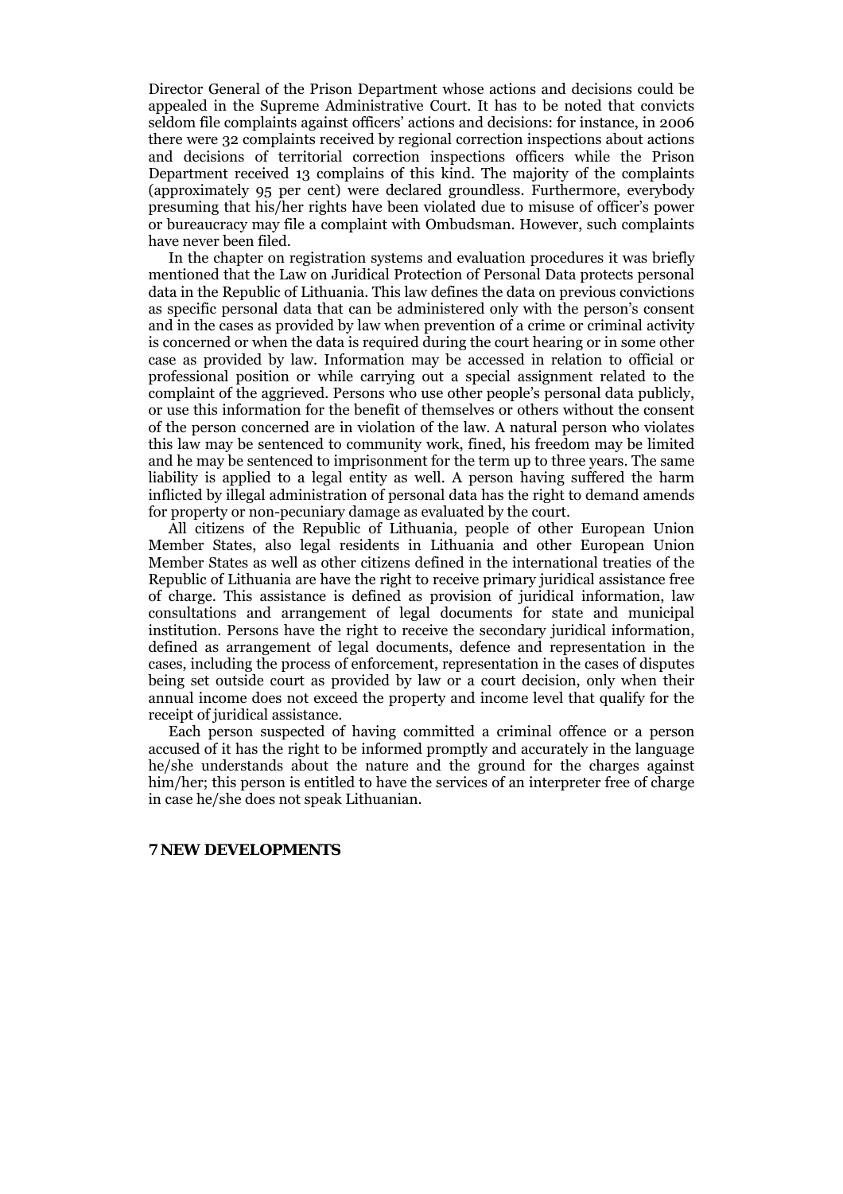Director General of the Prison Department whose actions and decisions could be appealed in the Supreme Administrative Court. It has to be noted that convicts seldom file complaints against officers' actions and decisions: for instance, in 2006 there were 32 complaints received by regional correction inspections about actions and decisions of territorial correction inspections officers while the Prison Department received 13 complains of this kind. The majority of the complaints (approximately 95 per cent) were declared groundless. Furthermore, everybody presuming that his/her rights have been violated due to misuse of officer's power or bureaucracy may file a complaint with Ombudsman. However, such complaints have never been filed.

In the chapter on registration systems and evaluation procedures it was briefly mentioned that the Law on Juridical Protection of Personal Data protects personal data in the Republic of Lithuania. This law defines the data on previous convictions as specific personal data that can be administered only with the person's consent and in the cases as provided by law when prevention of a crime or criminal activity is concerned or when the data is required during the court hearing or in some other case as provided by law. Information may be accessed in relation to official or professional position or while carrying out a special assignment related to the complaint of the aggrieved. Persons who use other people's personal data publicly, or use this information for the benefit of themselves or others without the consent of the person concerned are in violation of the law. A natural person who violates this law may be sentenced to community work, fined, his freedom may be limited and he may be sentenced to imprisonment for the term up to three years. The same liability is applied to a legal entity as well. A person having suffered the harm inflicted by illegal administration of personal data has the right to demand amends for property or non-pecuniary damage as evaluated by the court.

All citizens of the Republic of Lithuania, people of other European Union Member States, also legal residents in Lithuania and other European Union Member States as well as other citizens defined in the international treaties of the Republic of Lithuania are have the right to receive primary juridical assistance free of charge. This assistance is defined as provision of juridical information, law consultations and arrangement of legal documents for state and municipal institution. Persons have the right to receive the secondary juridical information, defined as arrangement of legal documents, defence and representation in the cases, including the process of enforcement, representation in the cases of disputes being set outside court as provided by law or a court decision, only when their annual income does not exceed the property and income level that qualify for the receipt of juridical assistance.

Each person suspected of having committed a criminal offence or a person accused of it has the right to be informed promptly and accurately in the language he/she understands about the nature and the ground for the charges against him/her; this person is entitled to have the services of an interpreter free of charge in case he/she does not speak Lithuanian.

## 7 NEW DEVELOPMENTS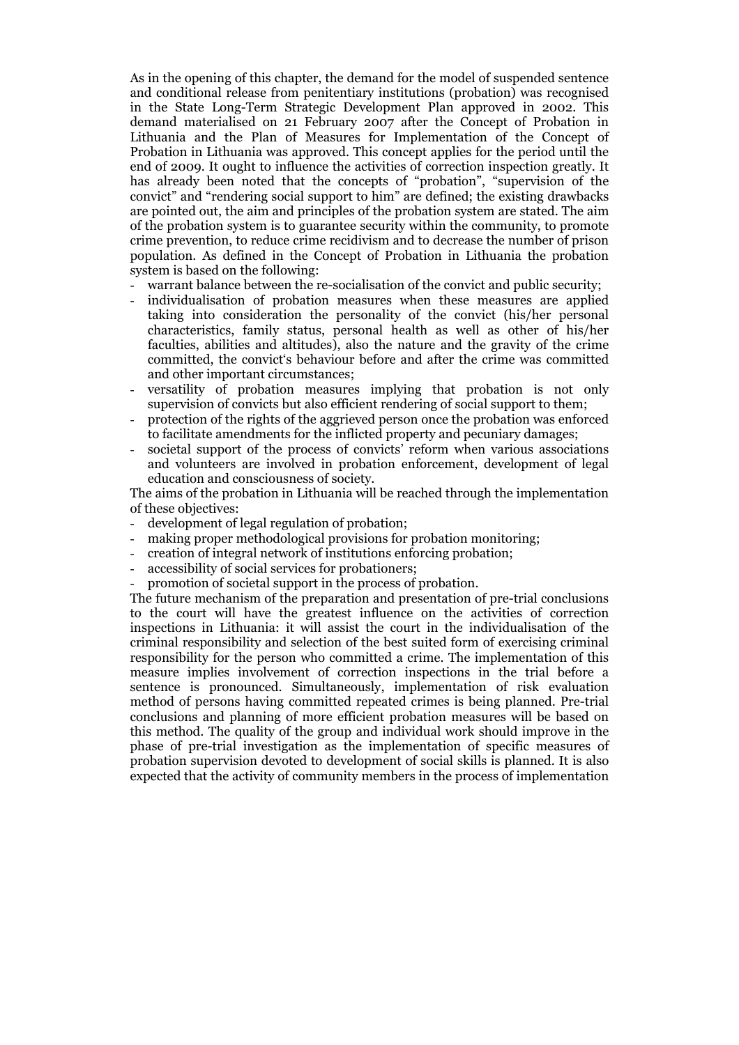As in the opening of this chapter, the demand for the model of suspended sentence and conditional release from penitentiary institutions (probation) was recognised in the State Long-Term Strategic Development Plan approved in 2002. This demand materialised on 21 February 2007 after the Concept of Probation in Lithuania and the Plan of Measures for Implementation of the Concept of Probation in Lithuania was approved. This concept applies for the period until the end of 2009. It ought to influence the activities of correction inspection greatly. It has already been noted that the concepts of "probation", "supervision of the convict" and "rendering social support to him" are defined; the existing drawbacks are pointed out, the aim and principles of the probation system are stated. The aim of the probation system is to guarantee security within the community, to promote crime prevention, to reduce crime recidivism and to decrease the number of prison population. As defined in the Concept of Probation in Lithuania the probation system is based on the following:

- warrant balance between the re-socialisation of the convict and public security;
- individualisation of probation measures when these measures are applied taking into consideration the personality of the convict (his/her personal characteristics, family status, personal health as well as other of his/her faculties, abilities and altitudes), also the nature and the gravity of the crime committed, the convict's behaviour before and after the crime was committed and other important circumstances;
- versatility of probation measures implying that probation is not only supervision of convicts but also efficient rendering of social support to them;
- protection of the rights of the aggrieved person once the probation was enforced to facilitate amendments for the inflicted property and pecuniary damages;
- societal support of the process of convicts' reform when various associations and volunteers are involved in probation enforcement, development of legal education and consciousness of society.

The aims of the probation in Lithuania will be reached through the implementation of these objectives:

- development of legal regulation of probation;
- making proper methodological provisions for probation monitoring;
- creation of integral network of institutions enforcing probation;
- accessibility of social services for probationers;
- promotion of societal support in the process of probation.

The future mechanism of the preparation and presentation of pre-trial conclusions to the court will have the greatest influence on the activities of correction inspections in Lithuania: it will assist the court in the individualisation of the criminal responsibility and selection of the best suited form of exercising criminal responsibility for the person who committed a crime. The implementation of this measure implies involvement of correction inspections in the trial before a sentence is pronounced. Simultaneously, implementation of risk evaluation method of persons having committed repeated crimes is being planned. Pre-trial conclusions and planning of more efficient probation measures will be based on this method. The quality of the group and individual work should improve in the phase of pre-trial investigation as the implementation of specific measures of probation supervision devoted to development of social skills is planned. It is also expected that the activity of community members in the process of implementation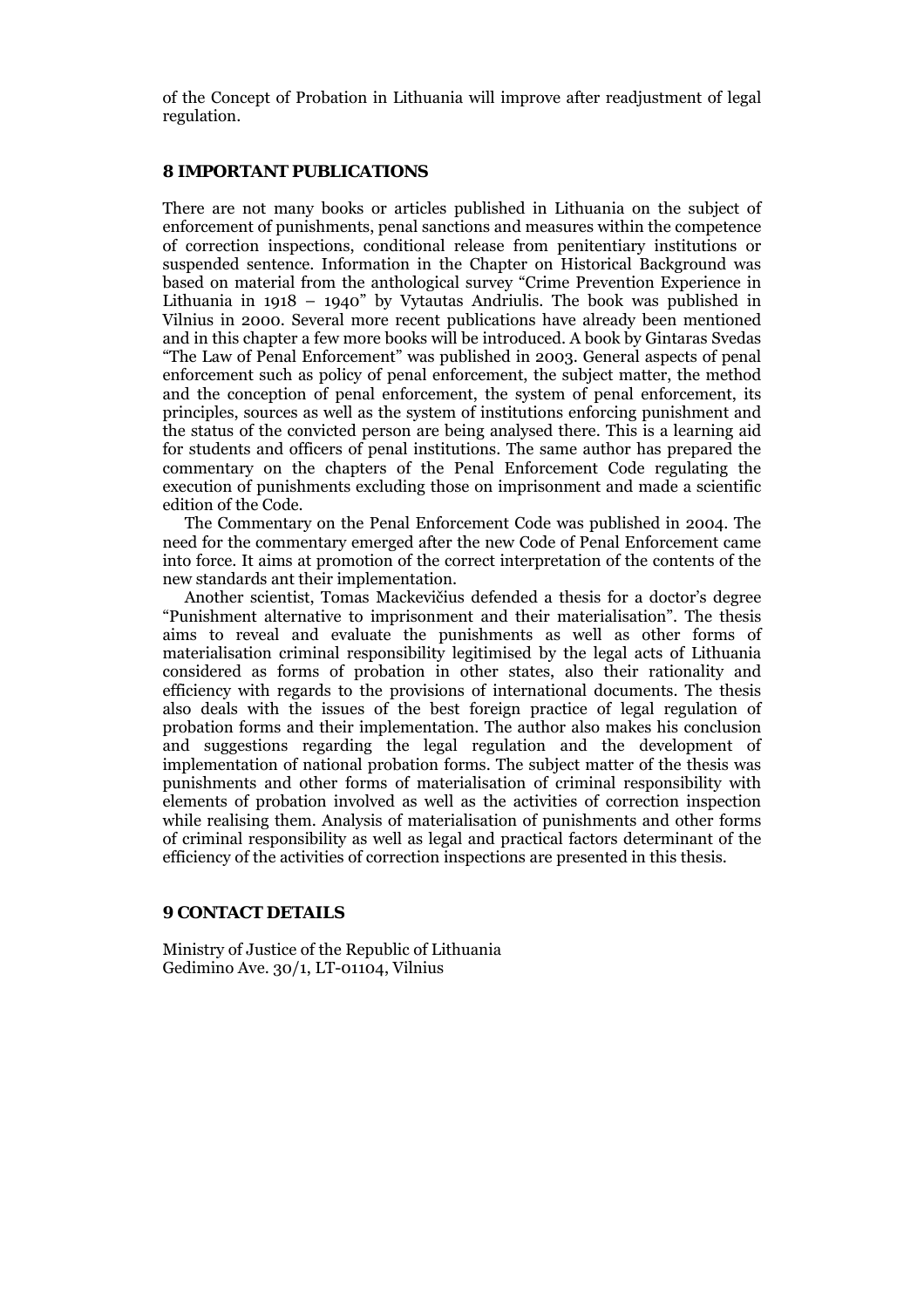of the Concept of Probation in Lithuania will improve after readjustment of legal regulation.

## 8 IMPORTANT PUBLICATIONS

There are not many books or articles published in Lithuania on the subject of enforcement of punishments, penal sanctions and measures within the competence of correction inspections, conditional release from penitentiary institutions or suspended sentence. Information in the Chapter on Historical Background was based on material from the anthological survey "Crime Prevention Experience in Lithuania in 1918 – 1940" by Vytautas Andriulis. The book was published in Vilnius in 2000. Several more recent publications have already been mentioned and in this chapter a few more books will be introduced. A book by Gintaras Svedas "The Law of Penal Enforcement" was published in 2003. General aspects of penal enforcement such as policy of penal enforcement, the subject matter, the method and the conception of penal enforcement, the system of penal enforcement, its principles, sources as well as the system of institutions enforcing punishment and the status of the convicted person are being analysed there. This is a learning aid for students and officers of penal institutions. The same author has prepared the commentary on the chapters of the Penal Enforcement Code regulating the execution of punishments excluding those on imprisonment and made a scientific edition of the Code.

The Commentary on the Penal Enforcement Code was published in 2004. The need for the commentary emerged after the new Code of Penal Enforcement came into force. It aims at promotion of the correct interpretation of the contents of the new standards ant their implementation.

Another scientist, Tomas Mackevičius defended a thesis for a doctor's degree "Punishment alternative to imprisonment and their materialisation". The thesis aims to reveal and evaluate the punishments as well as other forms of materialisation criminal responsibility legitimised by the legal acts of Lithuania considered as forms of probation in other states, also their rationality and efficiency with regards to the provisions of international documents. The thesis also deals with the issues of the best foreign practice of legal regulation of probation forms and their implementation. The author also makes his conclusion and suggestions regarding the legal regulation and the development of implementation of national probation forms. The subject matter of the thesis was punishments and other forms of materialisation of criminal responsibility with elements of probation involved as well as the activities of correction inspection while realising them. Analysis of materialisation of punishments and other forms of criminal responsibility as well as legal and practical factors determinant of the efficiency of the activities of correction inspections are presented in this thesis.

## 9 CONTACT DETAILS

Ministry of Justice of the Republic of Lithuania
Gedimino Ave. 30/1, LT-01104, Vilnius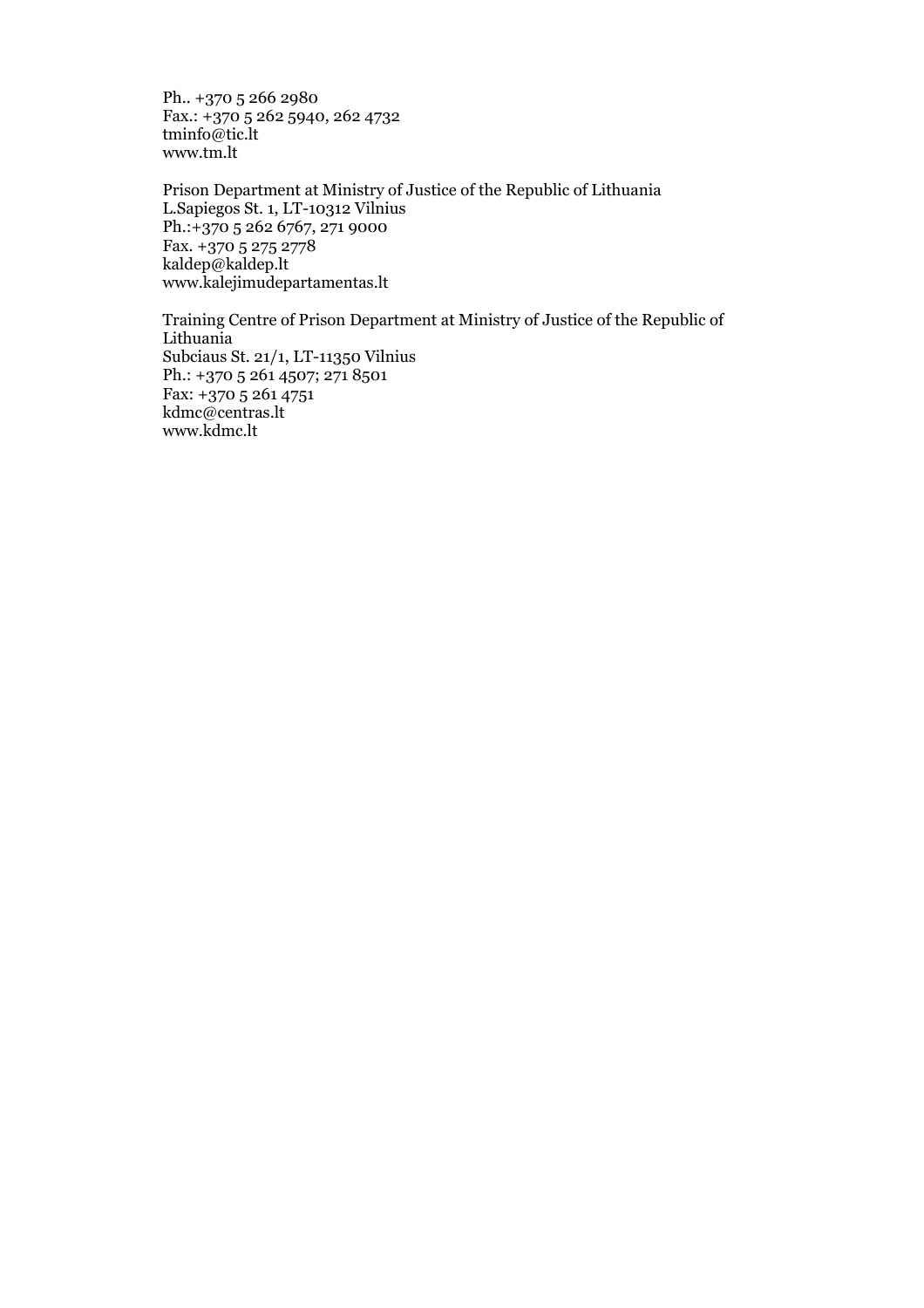Ph.. +370 5 266 2980
Fax.: +370 5 262 5940, 262 4732
tminfo@tic.lt
www.tm.lt

Prison Department at Ministry of Justice of the Republic of Lithuania
L.Sapiegos St. 1, LT-10312 Vilnius
Ph.:+370 5 262 6767, 271 9000
Fax. +370 5 275 2778
kaldep@kaldep.lt
www.kalejimudepartamentas.lt

Training Centre of Prison Department at Ministry of Justice of the Republic of Lithuania
Subciaus St. 21/1, LT-11350 Vilnius
Ph.: +370 5 261 4507; 271 8501
Fax: +370 5 261 4751
kdmc@centras.lt
www.kdmc.lt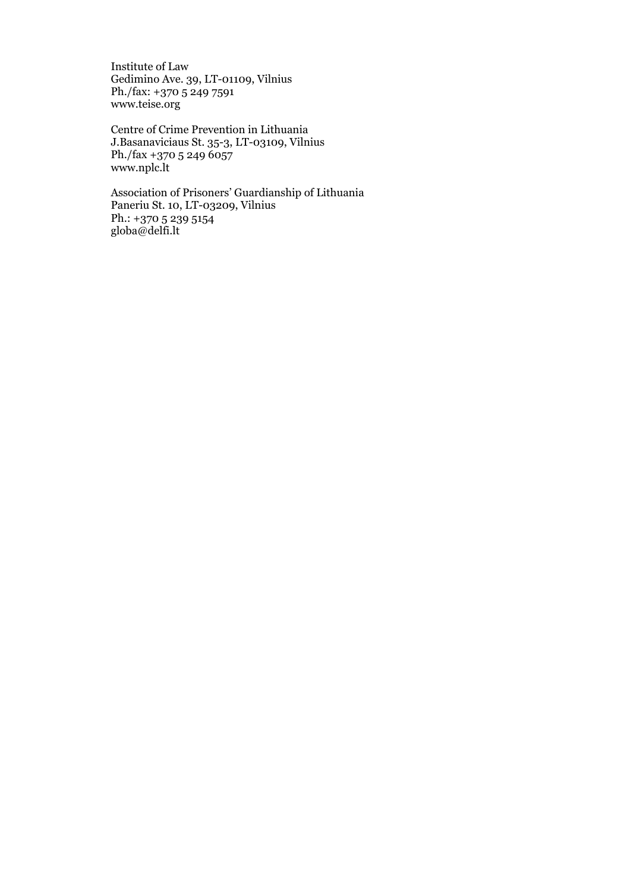Institute of Law
Gedimino Ave. 39, LT-01109, Vilnius
Ph./fax: +370 5 249 7591
www.teise.org

Centre of Crime Prevention in Lithuania
J.Basanaviciaus St. 35-3, LT-03109, Vilnius
Ph./fax +370 5 249 6057
www.nplc.lt

Association of Prisoners' Guardianship of Lithuania
Paneriu St. 10, LT-03209, Vilnius
Ph.: +370 5 239 5154
globa@delfi.lt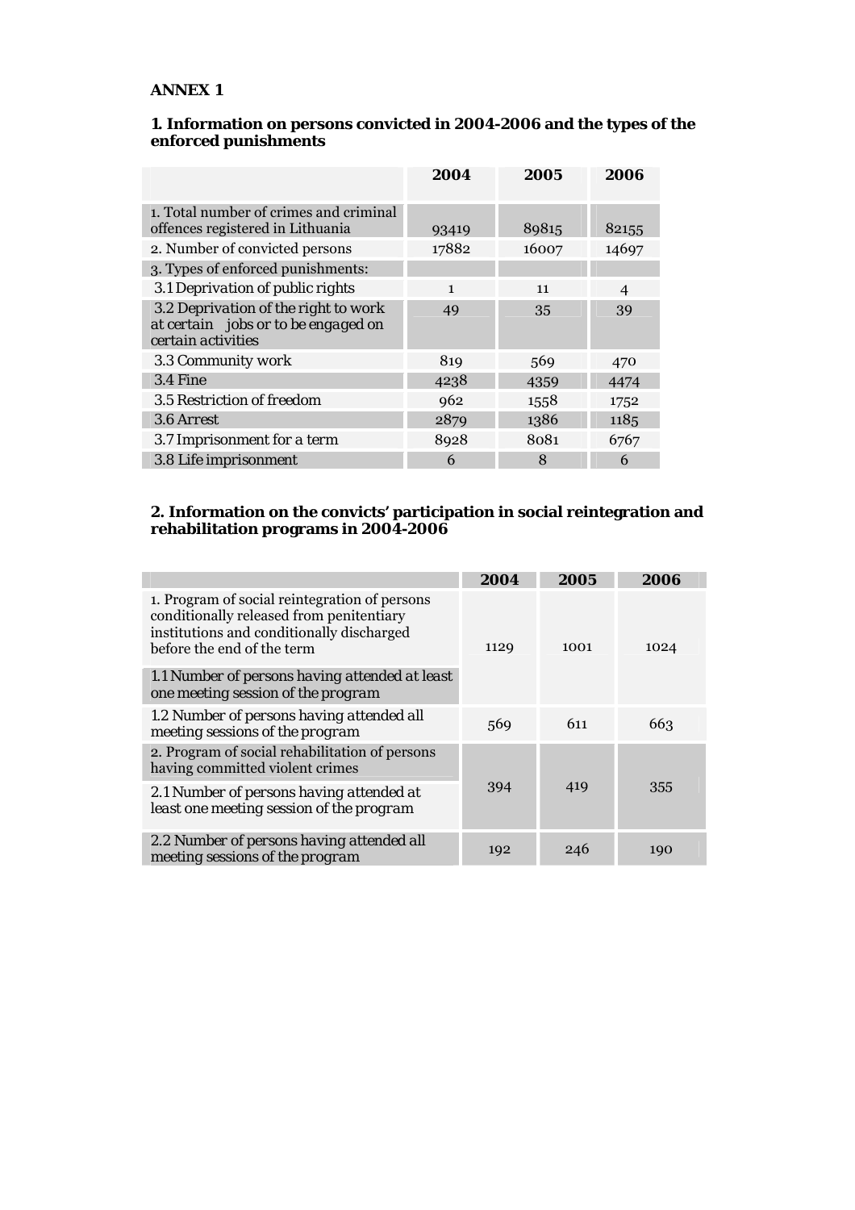**ANNEX 1**

**1. Information on persons convicted in 2004-2006 and the types of the enforced punishments**

| | 2004 | 2005 | 2006 |
|---|---|---|---|
| 1. Total number of crimes and criminal offences registered in Lithuania | 93419 | 89815 | 82155 |
| 2. Number of convicted persons | 17882 | 16007 | 14697 |
| 3. Types of enforced punishments: | | | |
| 3.1 Deprivation of public rights | 1 | 11 | 4 |
| 3.2 Deprivation of the right to work at certain jobs or to be engaged on certain activities | 49 | 35 | 39 |
| 3.3 Community work | 819 | 569 | 470 |
| 3.4 Fine | 4238 | 4359 | 4474 |
| 3.5 Restriction of freedom | 962 | 1558 | 1752 |
| 3.6 Arrest | 2879 | 1386 | 1185 |
| 3.7 Imprisonment for a term | 8928 | 8081 | 6767 |
| 3.8 Life imprisonment | 6 | 8 | 6 |

**2. Information on the convicts' participation in social reintegration and rehabilitation programs in 2004-2006**

| | 2004 | 2005 | 2006 |
|---|---|---|---|
| 1. Program of social reintegration of persons conditionally released from penitentiary institutions and conditionally discharged before the end of the term<br>1.1 Number of persons having attended at least one meeting session of the program | 1129 | 1001 | 1024 |
| 1.2 Number of persons having attended all meeting sessions of the program | 569 | 611 | 663 |
| 2. Program of social rehabilitation of persons having committed violent crimes<br>2.1 Number of persons having attended at least one meeting session of the program | 394 | 419 | 355 |
| 2.2 Number of persons having attended all meeting sessions of the program | 192 | 246 | 190 |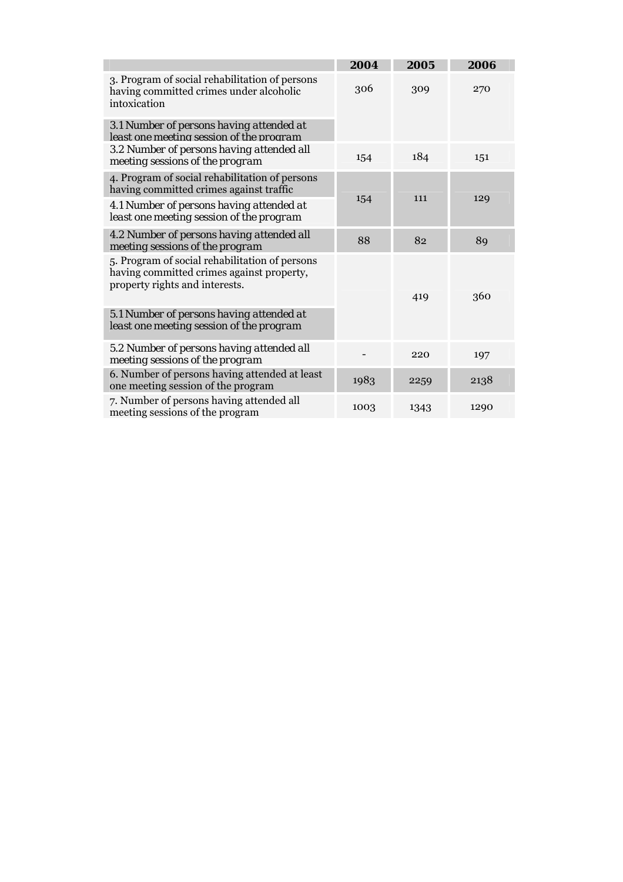| | 2004 | 2005 | 2006 |
|---|---|---|---|
| 3. Program of social rehabilitation of persons having committed crimes under alcoholic intoxication | | | |
| 3.1 Number of persons having attended at least one meeting session of the program | 306 | 309 | 270 |
| 3.2 Number of persons having attended all meeting sessions of the program | 154 | 184 | 151 |
| 4. Program of social rehabilitation of persons having committed crimes against traffic | | | |
| 4.1 Number of persons having attended at least one meeting session of the program | 154 | 111 | 129 |
| 4.2 Number of persons having attended all meeting sessions of the program | 88 | 82 | 89 |
| 5. Program of social rehabilitation of persons having committed crimes against property, property rights and interests. | | | |
| 5.1 Number of persons having attended at least one meeting session of the program | | 419 | 360 |
| 5.2 Number of persons having attended all meeting sessions of the program | - | 220 | 197 |
| 6. Number of persons having attended at least one meeting session of the program | 1983 | 2259 | 2138 |
| 7. Number of persons having attended all meeting sessions of the program | 1003 | 1343 | 1290 |